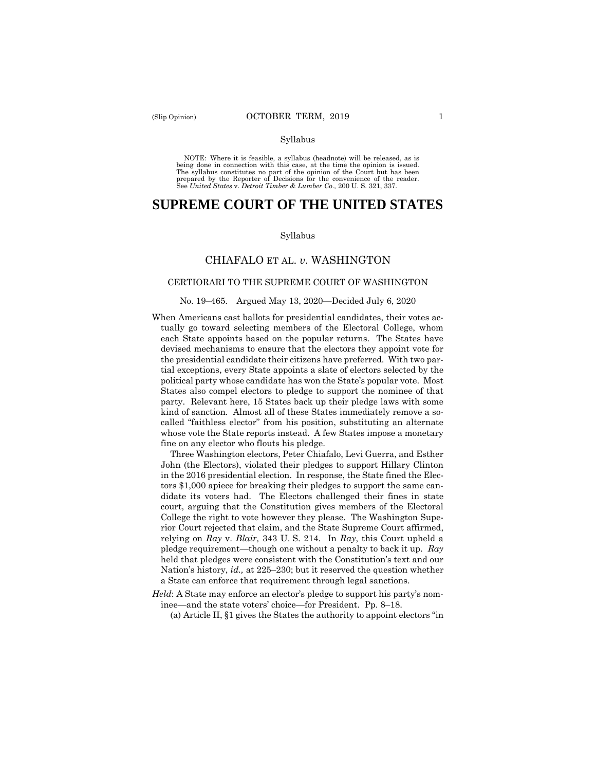Syllabus

NOTE: Where it is feasible, a syllabus (headnote) will be released, as is being done in connection with this case, at the time the opinion is issued. The syllabus constitutes no part of the opinion of the Court but has been prepared by the Reporter of Decisions for the convenience of the reader. See *United States* v. *Detroit Timber & Lumber Co.,* 200 U. S. 321, 337.

# SUPREME COURT OF THE UNITED STATES

Syllabus

## CHIAFALO ET AL. *v*. WASHINGTON

### CERTIORARI TO THE SUPREME COURT OF WASHINGTON

No. 19–465. Argued May 13, 2020—Decided July 6, 2020

When Americans cast ballots for presidential candidates, their votes actually go toward selecting members of the Electoral College, whom each State appoints based on the popular returns. The States have devised mechanisms to ensure that the electors they appoint vote for the presidential candidate their citizens have preferred. With two partial exceptions, every State appoints a slate of electors selected by the political party whose candidate has won the State's popular vote. Most States also compel electors to pledge to support the nominee of that party. Relevant here, 15 States back up their pledge laws with some kind of sanction. Almost all of these States immediately remove a so-called "faithless elector" from his position, substituting an alternate whose vote the State reports instead. A few States impose a monetary fine on any elector who flouts his pledge.

Three Washington electors, Peter Chiafalo, Levi Guerra, and Esther John (the Electors), violated their pledges to support Hillary Clinton in the 2016 presidential election. In response, the State fined the Electors $1,000 apiece for breaking their pledges to support the same candidate its voters had. The Electors challenged their fines in state court, arguing that the Constitution gives members of the Electoral College the right to vote however they please. The Washington Superior Court rejected that claim, and the State Supreme Court affirmed, relying on *Ray* v. *Blair,* 343 U. S. 214. In *Ray*, this Court upheld a pledge requirement—though one without a penalty to back it up. *Ray* held that pledges were consistent with the Constitution's text and our Nation's history, *id.,* at 225–230; but it reserved the question whether a State can enforce that requirement through legal sanctions.

*Held*: A State may enforce an elector's pledge to support his party's nominee—and the state voters' choice—for President. Pp. 8–18.

(a) Article II, §1 gives the States the authority to appoint electors "in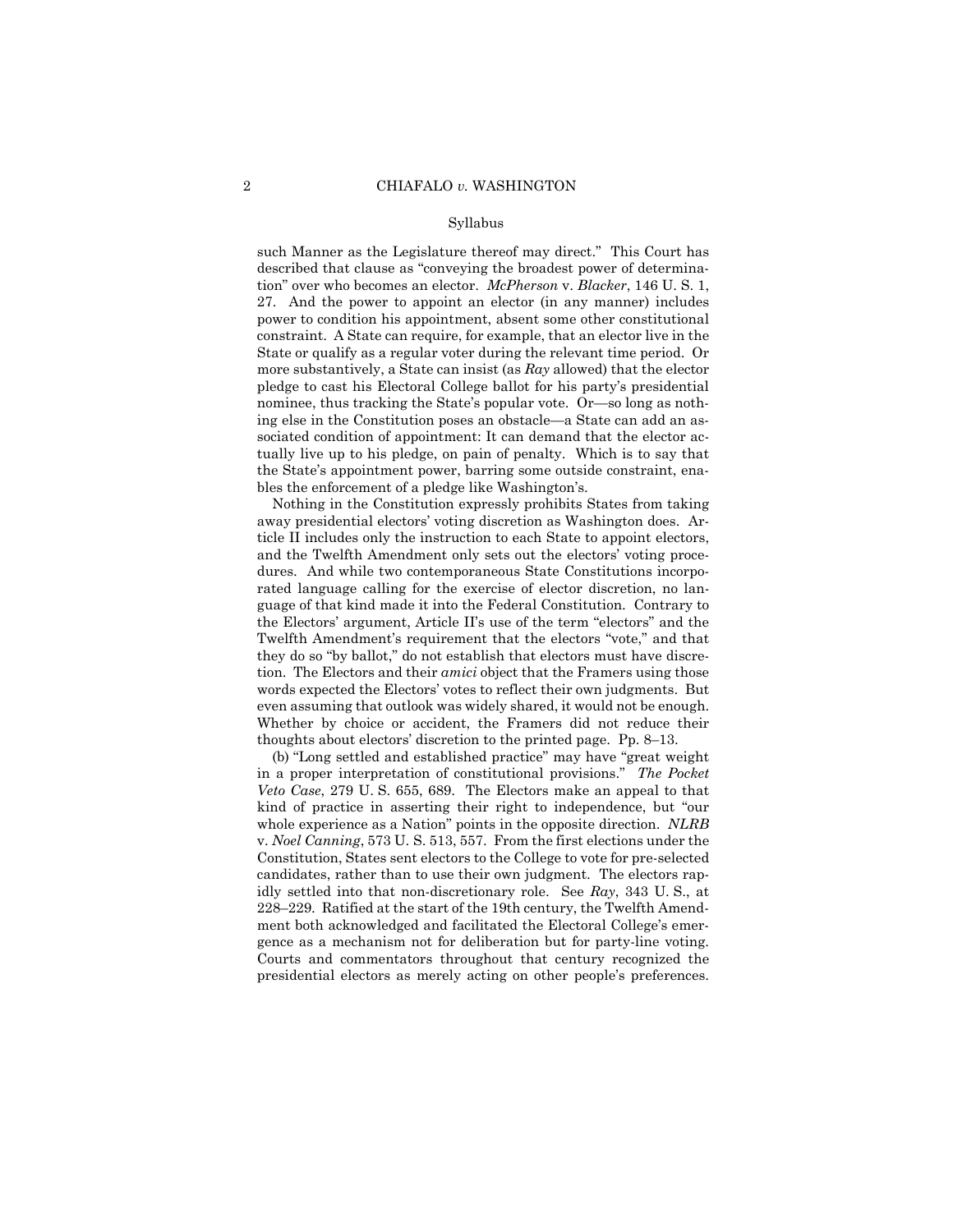such Manner as the Legislature thereof may direct." This Court has described that clause as "conveying the broadest power of determination" over who becomes an elector. *McPherson* v. *Blacker*, 146 U. S. 1, 27. And the power to appoint an elector (in any manner) includes power to condition his appointment, absent some other constitutional constraint. A State can require, for example, that an elector live in the State or qualify as a regular voter during the relevant time period. Or more substantively, a State can insist (as *Ray* allowed) that the elector pledge to cast his Electoral College ballot for his party's presidential nominee, thus tracking the State's popular vote. Or—so long as nothing else in the Constitution poses an obstacle—a State can add an associated condition of appointment: It can demand that the elector actually live up to his pledge, on pain of penalty. Which is to say that the State's appointment power, barring some outside constraint, enables the enforcement of a pledge like Washington's.

Nothing in the Constitution expressly prohibits States from taking away presidential electors' voting discretion as Washington does. Article II includes only the instruction to each State to appoint electors, and the Twelfth Amendment only sets out the electors' voting procedures. And while two contemporaneous State Constitutions incorporated language calling for the exercise of elector discretion, no language of that kind made it into the Federal Constitution. Contrary to the Electors' argument, Article II's use of the term "electors" and the Twelfth Amendment's requirement that the electors "vote," and that they do so "by ballot," do not establish that electors must have discretion. The Electors and their *amici* object that the Framers using those words expected the Electors' votes to reflect their own judgments. But even assuming that outlook was widely shared, it would not be enough. Whether by choice or accident, the Framers did not reduce their thoughts about electors' discretion to the printed page. Pp. 8–13.

(b) "Long settled and established practice" may have "great weight in a proper interpretation of constitutional provisions." *The Pocket Veto Case*, 279 U. S. 655, 689. The Electors make an appeal to that kind of practice in asserting their right to independence, but "our whole experience as a Nation" points in the opposite direction. *NLRB* v. *Noel Canning*, 573 U. S. 513, 557. From the first elections under the Constitution, States sent electors to the College to vote for pre-selected candidates, rather than to use their own judgment. The electors rapidly settled into that non-discretionary role. See *Ray*, 343 U. S., at 228–229. Ratified at the start of the 19th century, the Twelfth Amendment both acknowledged and facilitated the Electoral College's emergence as a mechanism not for deliberation but for party-line voting. Courts and commentators throughout that century recognized the presidential electors as merely acting on other people's preferences.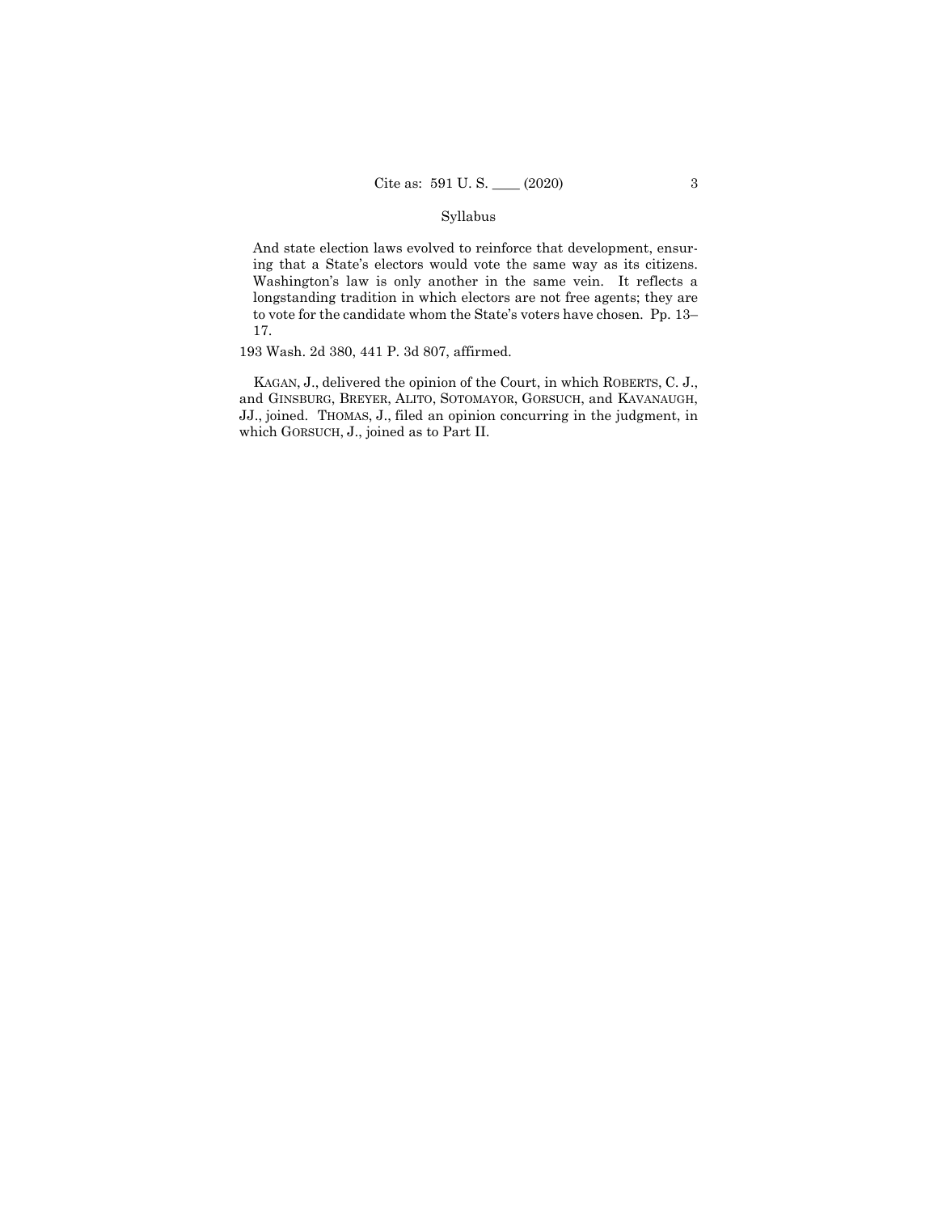And state election laws evolved to reinforce that development, ensuring that a State's electors would vote the same way as its citizens. Washington's law is only another in the same vein. It reflects a longstanding tradition in which electors are not free agents; they are to vote for the candidate whom the State's voters have chosen. Pp. 13–17.

193 Wash. 2d 380, 441 P. 3d 807, affirmed.

KAGAN, J., delivered the opinion of the Court, in which ROBERTS, C. J., and GINSBURG, BREYER, ALITO, SOTOMAYOR, GORSUCH, and KAVANAUGH, JJ., joined. THOMAS, J., filed an opinion concurring in the judgment, in which GORSUCH, J., joined as to Part II.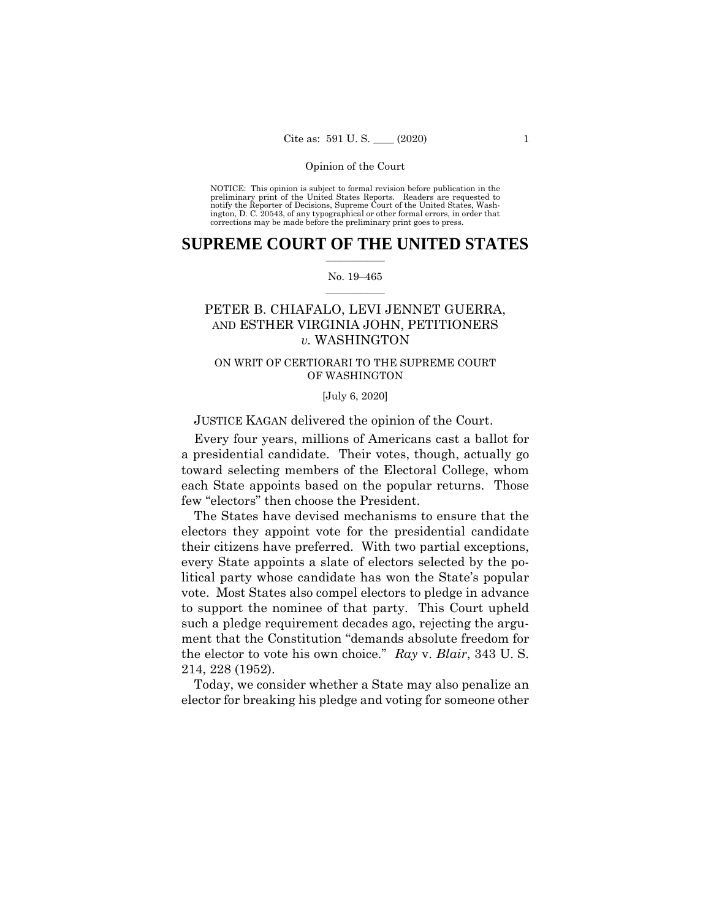NOTICE: This opinion is subject to formal revision before publication in the preliminary print of the United States Reports. Readers are requested to notify the Reporter of Decisions, Supreme Court of the United States, Washington, D. C. 20543, of any typographical or other formal errors, in order that corrections may be made before the preliminary print goes to press.

# SUPREME COURT OF THE UNITED STATES

No. 19–465

## PETER B. CHIAFALO, LEVI JENNET GUERRA, AND ESTHER VIRGINIA JOHN, PETITIONERS *v.* WASHINGTON

ON WRIT OF CERTIORARI TO THE SUPREME COURT OF WASHINGTON

[July 6, 2020]

JUSTICE KAGAN delivered the opinion of the Court.

Every four years, millions of Americans cast a ballot for a presidential candidate. Their votes, though, actually go toward selecting members of the Electoral College, whom each State appoints based on the popular returns. Those few "electors" then choose the President.

The States have devised mechanisms to ensure that the electors they appoint vote for the presidential candidate their citizens have preferred. With two partial exceptions, every State appoints a slate of electors selected by the political party whose candidate has won the State's popular vote. Most States also compel electors to pledge in advance to support the nominee of that party. This Court upheld such a pledge requirement decades ago, rejecting the argument that the Constitution "demands absolute freedom for the elector to vote his own choice." *Ray* v. *Blair*, 343 U. S. 214, 228 (1952).

Today, we consider whether a State may also penalize an elector for breaking his pledge and voting for someone other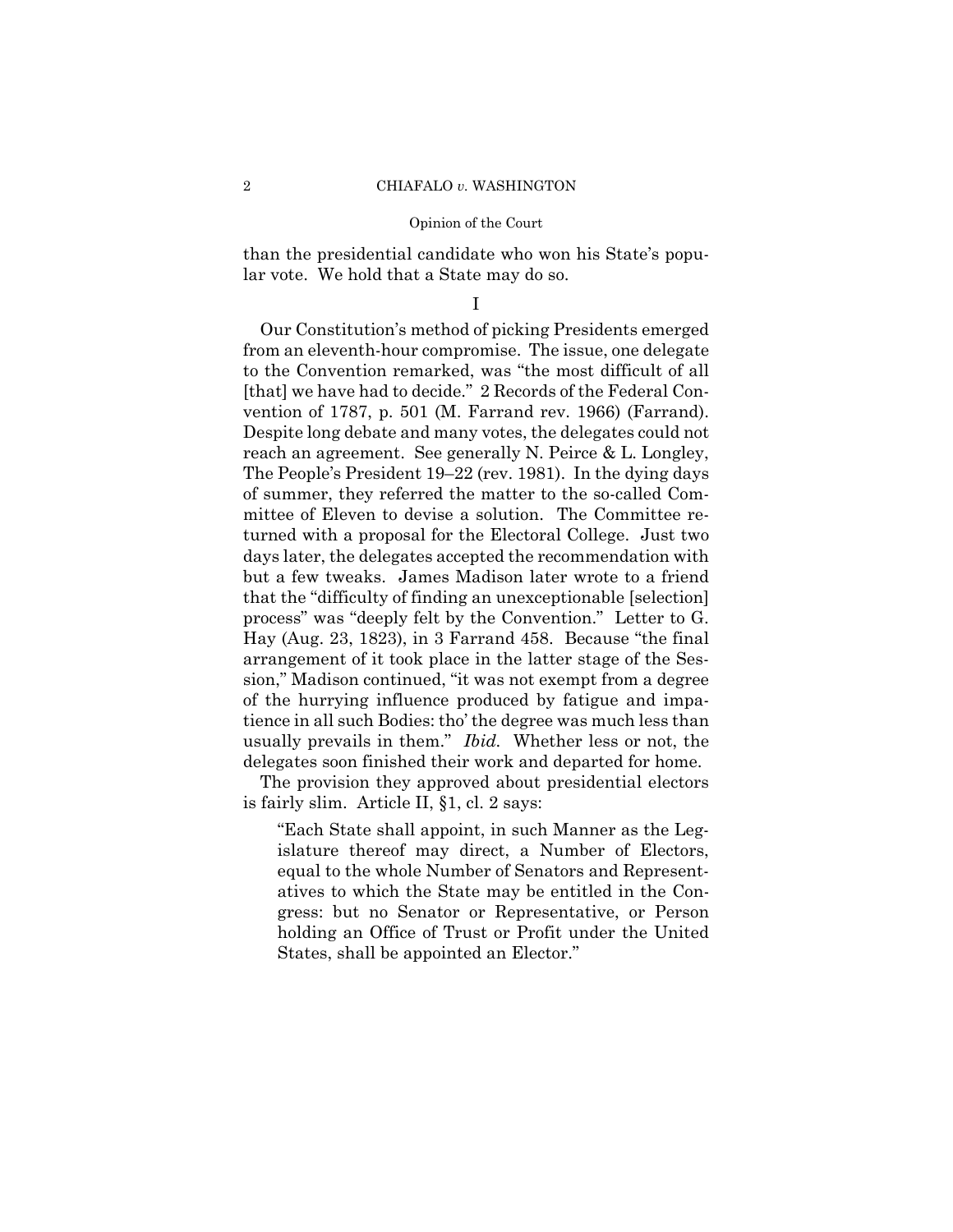than the presidential candidate who won his State's popular vote. We hold that a State may do so.

## I

Our Constitution's method of picking Presidents emerged from an eleventh-hour compromise. The issue, one delegate to the Convention remarked, was "the most difficult of all [that] we have had to decide." 2 Records of the Federal Convention of 1787, p. 501 (M. Farrand rev. 1966) (Farrand). Despite long debate and many votes, the delegates could not reach an agreement. See generally N. Peirce & L. Longley, The People's President 19–22 (rev. 1981). In the dying days of summer, they referred the matter to the so-called Committee of Eleven to devise a solution. The Committee returned with a proposal for the Electoral College. Just two days later, the delegates accepted the recommendation with but a few tweaks. James Madison later wrote to a friend that the "difficulty of finding an unexceptionable [selection] process" was "deeply felt by the Convention." Letter to G. Hay (Aug. 23, 1823), in 3 Farrand 458. Because "the final arrangement of it took place in the latter stage of the Session," Madison continued, "it was not exempt from a degree of the hurrying influence produced by fatigue and impatience in all such Bodies: tho' the degree was much less than usually prevails in them." *Ibid.* Whether less or not, the delegates soon finished their work and departed for home.

The provision they approved about presidential electors is fairly slim. Article II, §1, cl. 2 says:

> "Each State shall appoint, in such Manner as the Legislature thereof may direct, a Number of Electors, equal to the whole Number of Senators and Representatives to which the State may be entitled in the Congress: but no Senator or Representative, or Person holding an Office of Trust or Profit under the United States, shall be appointed an Elector."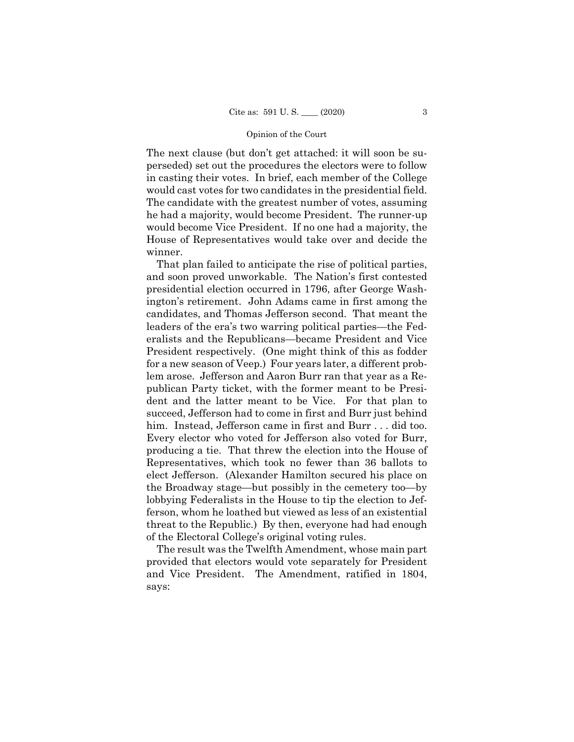The next clause (but don't get attached: it will soon be superseded) set out the procedures the electors were to follow in casting their votes. In brief, each member of the College would cast votes for two candidates in the presidential field. The candidate with the greatest number of votes, assuming he had a majority, would become President. The runner-up would become Vice President. If no one had a majority, the House of Representatives would take over and decide the winner.

That plan failed to anticipate the rise of political parties, and soon proved unworkable. The Nation's first contested presidential election occurred in 1796, after George Washington's retirement. John Adams came in first among the candidates, and Thomas Jefferson second. That meant the leaders of the era's two warring political parties—the Federalists and the Republicans—became President and Vice President respectively. (One might think of this as fodder for a new season of Veep.) Four years later, a different problem arose. Jefferson and Aaron Burr ran that year as a Republican Party ticket, with the former meant to be President and the latter meant to be Vice. For that plan to succeed, Jefferson had to come in first and Burr just behind him. Instead, Jefferson came in first and Burr . . . did too. Every elector who voted for Jefferson also voted for Burr, producing a tie. That threw the election into the House of Representatives, which took no fewer than 36 ballots to elect Jefferson. (Alexander Hamilton secured his place on the Broadway stage—but possibly in the cemetery too—by lobbying Federalists in the House to tip the election to Jefferson, whom he loathed but viewed as less of an existential threat to the Republic.) By then, everyone had had enough of the Electoral College's original voting rules.

The result was the Twelfth Amendment, whose main part provided that electors would vote separately for President and Vice President. The Amendment, ratified in 1804, says: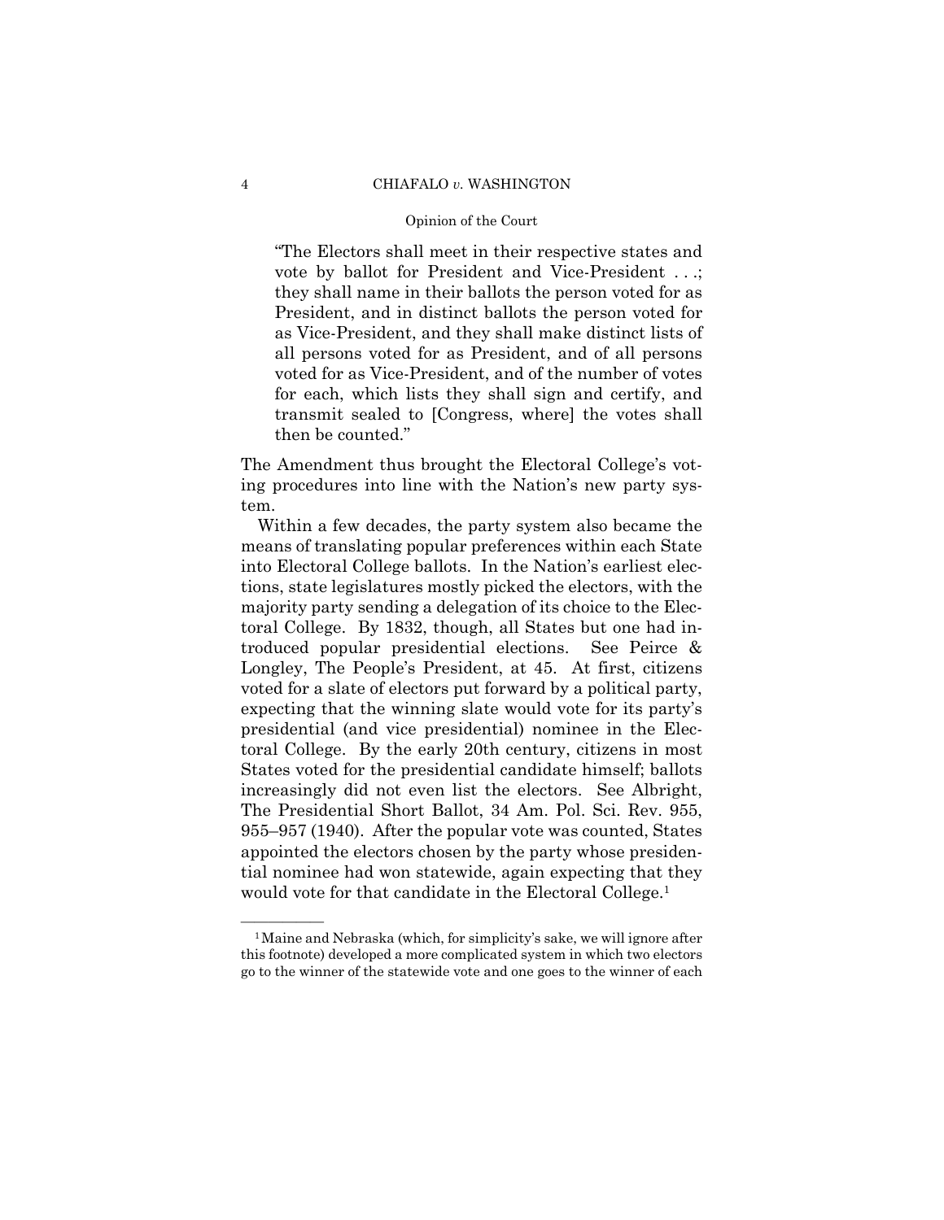> "The Electors shall meet in their respective states and vote by ballot for President and Vice-President . . .; they shall name in their ballots the person voted for as President, and in distinct ballots the person voted for as Vice-President, and they shall make distinct lists of all persons voted for as President, and of all persons voted for as Vice-President, and of the number of votes for each, which lists they shall sign and certify, and transmit sealed to [Congress, where] the votes shall then be counted."

The Amendment thus brought the Electoral College's voting procedures into line with the Nation's new party system.

Within a few decades, the party system also became the means of translating popular preferences within each State into Electoral College ballots. In the Nation's earliest elections, state legislatures mostly picked the electors, with the majority party sending a delegation of its choice to the Electoral College. By 1832, though, all States but one had introduced popular presidential elections. See Peirce & Longley, The People's President, at 45. At first, citizens voted for a slate of electors put forward by a political party, expecting that the winning slate would vote for its party's presidential (and vice presidential) nominee in the Electoral College. By the early 20th century, citizens in most States voted for the presidential candidate himself; ballots increasingly did not even list the electors. See Albright, The Presidential Short Ballot, 34 Am. Pol. Sci. Rev. 955, 955–957 (1940). After the popular vote was counted, States appointed the electors chosen by the party whose presidential nominee had won statewide, again expecting that they would vote for that candidate in the Electoral College.[1]

---

[1] Maine and Nebraska (which, for simplicity's sake, we will ignore after this footnote) developed a more complicated system in which two electors go to the winner of the statewide vote and one goes to the winner of each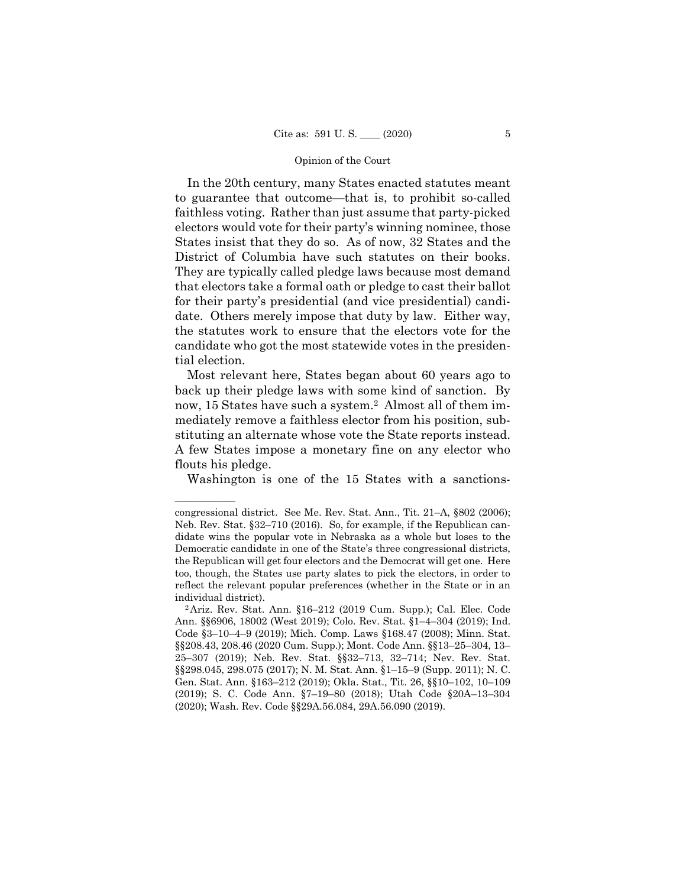In the 20th century, many States enacted statutes meant to guarantee that outcome—that is, to prohibit so-called faithless voting. Rather than just assume that party-picked electors would vote for their party's winning nominee, those States insist that they do so. As of now, 32 States and the District of Columbia have such statutes on their books. They are typically called pledge laws because most demand that electors take a formal oath or pledge to cast their ballot for their party's presidential (and vice presidential) candidate. Others merely impose that duty by law. Either way, the statutes work to ensure that the electors vote for the candidate who got the most statewide votes in the presidential election.

Most relevant here, States began about 60 years ago to back up their pledge laws with some kind of sanction. By now, 15 States have such a system.[2] Almost all of them immediately remove a faithless elector from his position, substituting an alternate whose vote the State reports instead. A few States impose a monetary fine on any elector who flouts his pledge.

Washington is one of the 15 States with a sanctions-

---

congressional district. See Me. Rev. Stat. Ann., Tit. 21–A, §802 (2006); Neb. Rev. Stat. §32–710 (2016). So, for example, if the Republican candidate wins the popular vote in Nebraska as a whole but loses to the Democratic candidate in one of the State's three congressional districts, the Republican will get four electors and the Democrat will get one. Here too, though, the States use party slates to pick the electors, in order to reflect the relevant popular preferences (whether in the State or in an individual district).

[2] Ariz. Rev. Stat. Ann. §16–212 (2019 Cum. Supp.); Cal. Elec. Code Ann. §§6906, 18002 (West 2019); Colo. Rev. Stat. §1–4–304 (2019); Ind. Code §3–10–4–9 (2019); Mich. Comp. Laws §168.47 (2008); Minn. Stat. §§208.43, 208.46 (2020 Cum. Supp.); Mont. Code Ann. §§13–25–304, 13–25–307 (2019); Neb. Rev. Stat. §§32–713, 32–714; Nev. Rev. Stat. §§298.045, 298.075 (2017); N. M. Stat. Ann. §1–15–9 (Supp. 2011); N. C. Gen. Stat. Ann. §163–212 (2019); Okla. Stat., Tit. 26, §§10–102, 10–109 (2019); S. C. Code Ann. §7–19–80 (2018); Utah Code §20A–13–304 (2020); Wash. Rev. Code §§29A.56.084, 29A.56.090 (2019).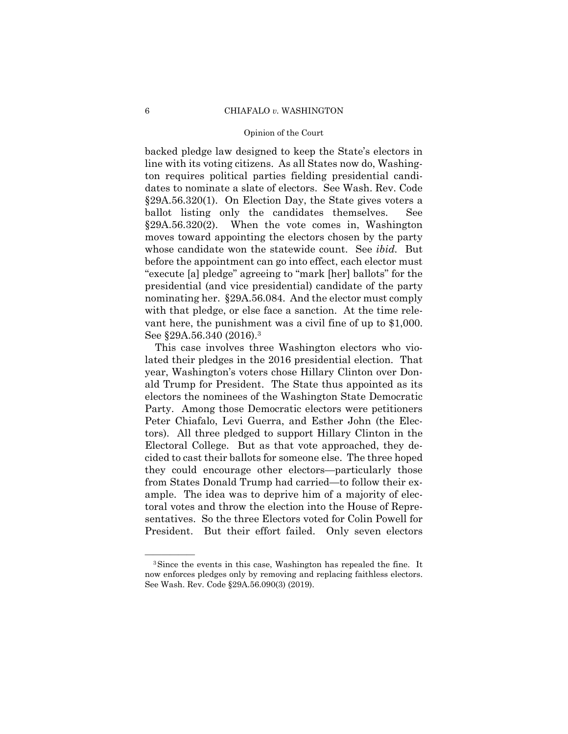backed pledge law designed to keep the State's electors in line with its voting citizens. As all States now do, Washington requires political parties fielding presidential candidates to nominate a slate of electors. See Wash. Rev. Code §29A.56.320(1). On Election Day, the State gives voters a ballot listing only the candidates themselves. See §29A.56.320(2). When the vote comes in, Washington moves toward appointing the electors chosen by the party whose candidate won the statewide count. See *ibid.* But before the appointment can go into effect, each elector must "execute [a] pledge" agreeing to "mark [her] ballots" for the presidential (and vice presidential) candidate of the party nominating her. §29A.56.084. And the elector must comply with that pledge, or else face a sanction. At the time relevant here, the punishment was a civil fine of up to $1,000. See §29A.56.340 (2016).[3]

This case involves three Washington electors who violated their pledges in the 2016 presidential election. That year, Washington's voters chose Hillary Clinton over Donald Trump for President. The State thus appointed as its electors the nominees of the Washington State Democratic Party. Among those Democratic electors were petitioners Peter Chiafalo, Levi Guerra, and Esther John (the Electors). All three pledged to support Hillary Clinton in the Electoral College. But as that vote approached, they decided to cast their ballots for someone else. The three hoped they could encourage other electors—particularly those from States Donald Trump had carried—to follow their example. The idea was to deprive him of a majority of electoral votes and throw the election into the House of Representatives. So the three Electors voted for Colin Powell for President. But their effort failed. Only seven electors

---

[3] Since the events in this case, Washington has repealed the fine. It now enforces pledges only by removing and replacing faithless electors. See Wash. Rev. Code §29A.56.090(3) (2019).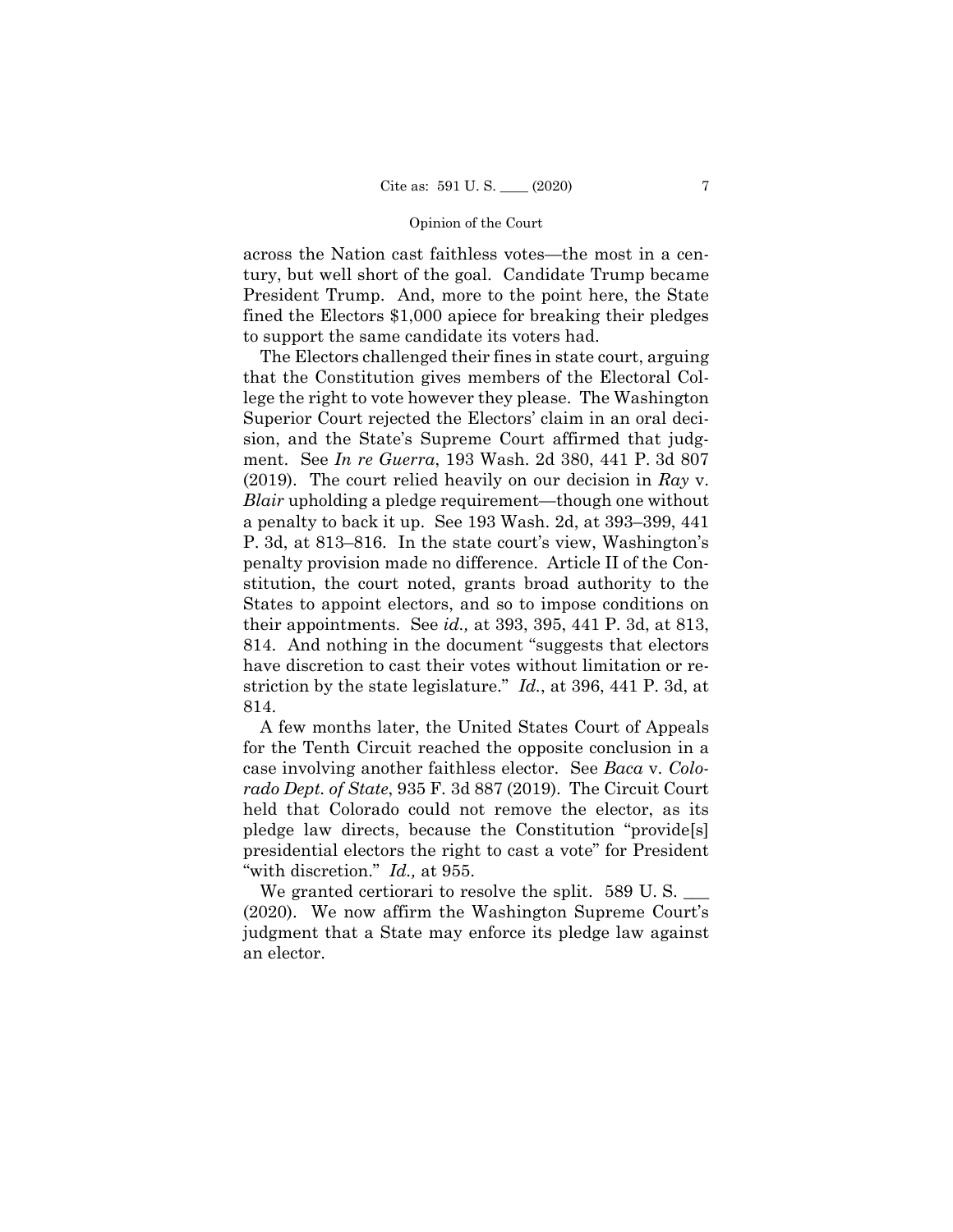across the Nation cast faithless votes—the most in a century, but well short of the goal. Candidate Trump became President Trump. And, more to the point here, the State fined the Electors $1,000 apiece for breaking their pledges to support the same candidate its voters had.

The Electors challenged their fines in state court, arguing that the Constitution gives members of the Electoral College the right to vote however they please. The Washington Superior Court rejected the Electors' claim in an oral decision, and the State's Supreme Court affirmed that judgment. See *In re Guerra*, 193 Wash. 2d 380, 441 P. 3d 807 (2019). The court relied heavily on our decision in *Ray* v. *Blair* upholding a pledge requirement—though one without a penalty to back it up. See 193 Wash. 2d, at 393–399, 441 P. 3d, at 813–816. In the state court's view, Washington's penalty provision made no difference. Article II of the Constitution, the court noted, grants broad authority to the States to appoint electors, and so to impose conditions on their appointments. See *id.,* at 393, 395, 441 P. 3d, at 813, 814. And nothing in the document "suggests that electors have discretion to cast their votes without limitation or restriction by the state legislature." *Id.*, at 396, 441 P. 3d, at 814.

A few months later, the United States Court of Appeals for the Tenth Circuit reached the opposite conclusion in a case involving another faithless elector. See *Baca* v. *Colorado Dept. of State*, 935 F. 3d 887 (2019). The Circuit Court held that Colorado could not remove the elector, as its pledge law directs, because the Constitution "provide[s] presidential electors the right to cast a vote" for President "with discretion." *Id.,* at 955.

We granted certiorari to resolve the split. 589 U. S. ___ (2020). We now affirm the Washington Supreme Court's judgment that a State may enforce its pledge law against an elector.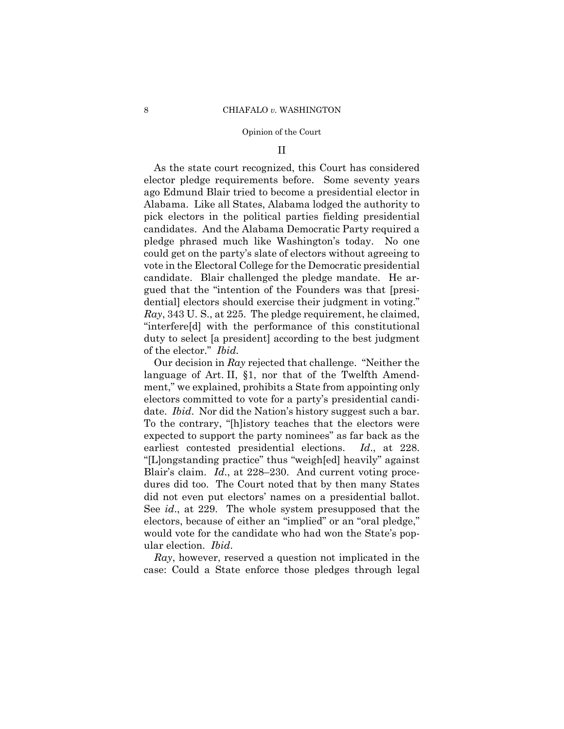## II

As the state court recognized, this Court has considered elector pledge requirements before. Some seventy years ago Edmund Blair tried to become a presidential elector in Alabama. Like all States, Alabama lodged the authority to pick electors in the political parties fielding presidential candidates. And the Alabama Democratic Party required a pledge phrased much like Washington's today. No one could get on the party's slate of electors without agreeing to vote in the Electoral College for the Democratic presidential candidate. Blair challenged the pledge mandate. He argued that the "intention of the Founders was that [presidential] electors should exercise their judgment in voting." *Ray*, 343 U. S., at 225. The pledge requirement, he claimed, "interfere[d] with the performance of this constitutional duty to select [a president] according to the best judgment of the elector." *Ibid.*

Our decision in *Ray* rejected that challenge. "Neither the language of Art. II, §1, nor that of the Twelfth Amendment," we explained, prohibits a State from appointing only electors committed to vote for a party's presidential candidate. *Ibid*. Nor did the Nation's history suggest such a bar. To the contrary, "[h]istory teaches that the electors were expected to support the party nominees" as far back as the earliest contested presidential elections. *Id*., at 228. "[L]ongstanding practice" thus "weigh[ed] heavily" against Blair's claim. *Id*., at 228–230. And current voting procedures did too. The Court noted that by then many States did not even put electors' names on a presidential ballot. See *id*., at 229. The whole system presupposed that the electors, because of either an "implied" or an "oral pledge," would vote for the candidate who had won the State's popular election. *Ibid*.

*Ray*, however, reserved a question not implicated in the case: Could a State enforce those pledges through legal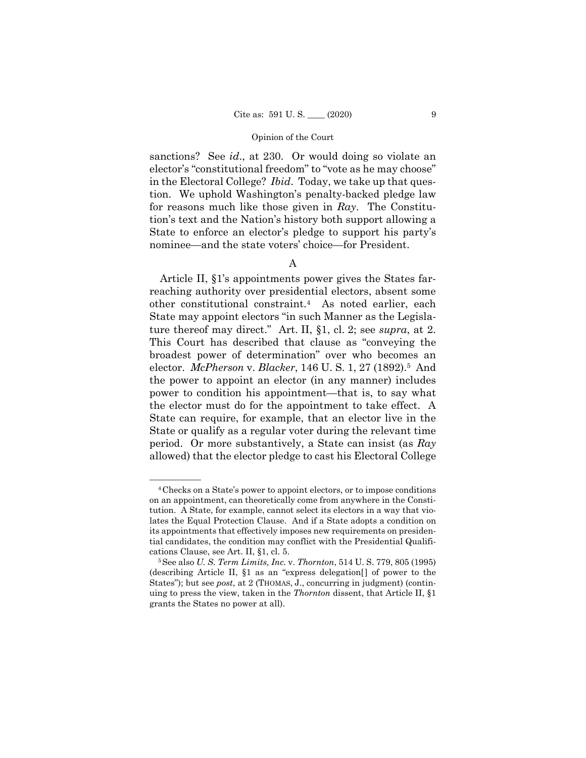sanctions? See *id*., at 230. Or would doing so violate an elector's "constitutional freedom" to "vote as he may choose" in the Electoral College? *Ibid*. Today, we take up that question. We uphold Washington's penalty-backed pledge law for reasons much like those given in *Ray*. The Constitution's text and the Nation's history both support allowing a State to enforce an elector's pledge to support his party's nominee—and the state voters' choice—for President.

## A

Article II, §1's appointments power gives the States far-reaching authority over presidential electors, absent some other constitutional constraint.[4] As noted earlier, each State may appoint electors "in such Manner as the Legislature thereof may direct." Art. II, §1, cl. 2; see *supra*, at 2. This Court has described that clause as "conveying the broadest power of determination" over who becomes an elector. *McPherson* v. *Blacker*, 146 U. S. 1, 27 (1892).[5] And the power to appoint an elector (in any manner) includes power to condition his appointment—that is, to say what the elector must do for the appointment to take effect. A State can require, for example, that an elector live in the State or qualify as a regular voter during the relevant time period. Or more substantively, a State can insist (as *Ray* allowed) that the elector pledge to cast his Electoral College

---

[4] Checks on a State's power to appoint electors, or to impose conditions on an appointment, can theoretically come from anywhere in the Constitution. A State, for example, cannot select its electors in a way that violates the Equal Protection Clause. And if a State adopts a condition on its appointments that effectively imposes new requirements on presidential candidates, the condition may conflict with the Presidential Qualifications Clause, see Art. II, §1, cl. 5.

[5] See also *U. S. Term Limits, Inc.* v. *Thornton*, 514 U. S. 779, 805 (1995) (describing Article II, §1 as an "express delegation[] of power to the States"); but see *post*, at 2 (THOMAS, J., concurring in judgment) (continuing to press the view, taken in the *Thornton* dissent, that Article II, §1 grants the States no power at all).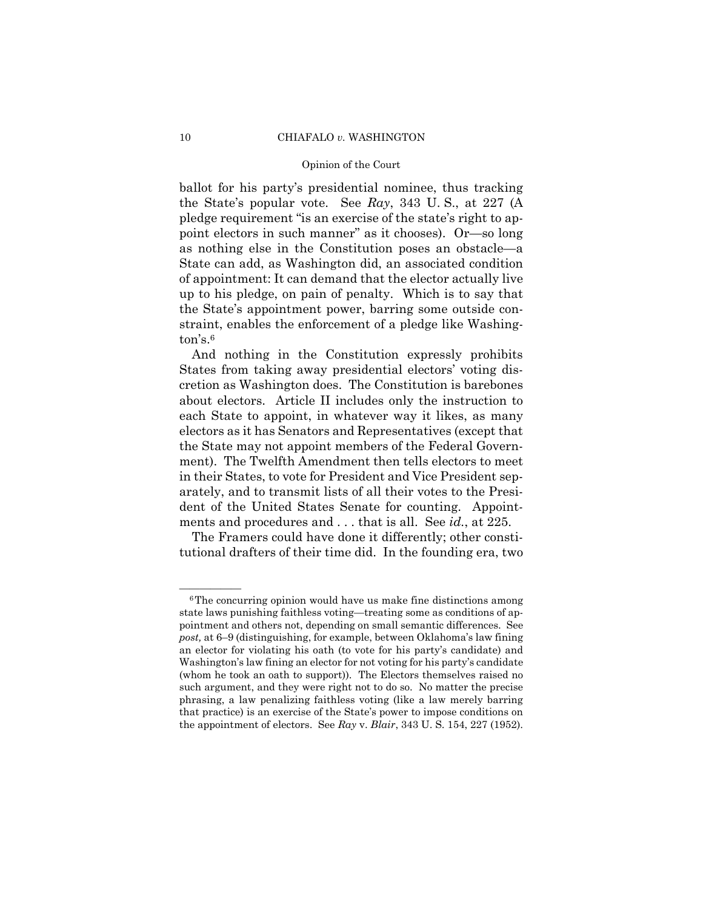ballot for his party's presidential nominee, thus tracking the State's popular vote. See *Ray*, 343 U. S., at 227 (A pledge requirement "is an exercise of the state's right to appoint electors in such manner" as it chooses). Or—so long as nothing else in the Constitution poses an obstacle—a State can add, as Washington did, an associated condition of appointment: It can demand that the elector actually live up to his pledge, on pain of penalty. Which is to say that the State's appointment power, barring some outside constraint, enables the enforcement of a pledge like Washington's.[6]

And nothing in the Constitution expressly prohibits States from taking away presidential electors' voting discretion as Washington does. The Constitution is barebones about electors. Article II includes only the instruction to each State to appoint, in whatever way it likes, as many electors as it has Senators and Representatives (except that the State may not appoint members of the Federal Government). The Twelfth Amendment then tells electors to meet in their States, to vote for President and Vice President separately, and to transmit lists of all their votes to the President of the United States Senate for counting. Appointments and procedures and . . . that is all. See *id.*, at 225.

The Framers could have done it differently; other constitutional drafters of their time did. In the founding era, two

---

[6] The concurring opinion would have us make fine distinctions among state laws punishing faithless voting—treating some as conditions of appointment and others not, depending on small semantic differences. See *post,* at 6–9 (distinguishing, for example, between Oklahoma's law fining an elector for violating his oath (to vote for his party's candidate) and Washington's law fining an elector for not voting for his party's candidate (whom he took an oath to support)). The Electors themselves raised no such argument, and they were right not to do so. No matter the precise phrasing, a law penalizing faithless voting (like a law merely barring that practice) is an exercise of the State's power to impose conditions on the appointment of electors. See *Ray* v. *Blair*, 343 U. S. 154, 227 (1952).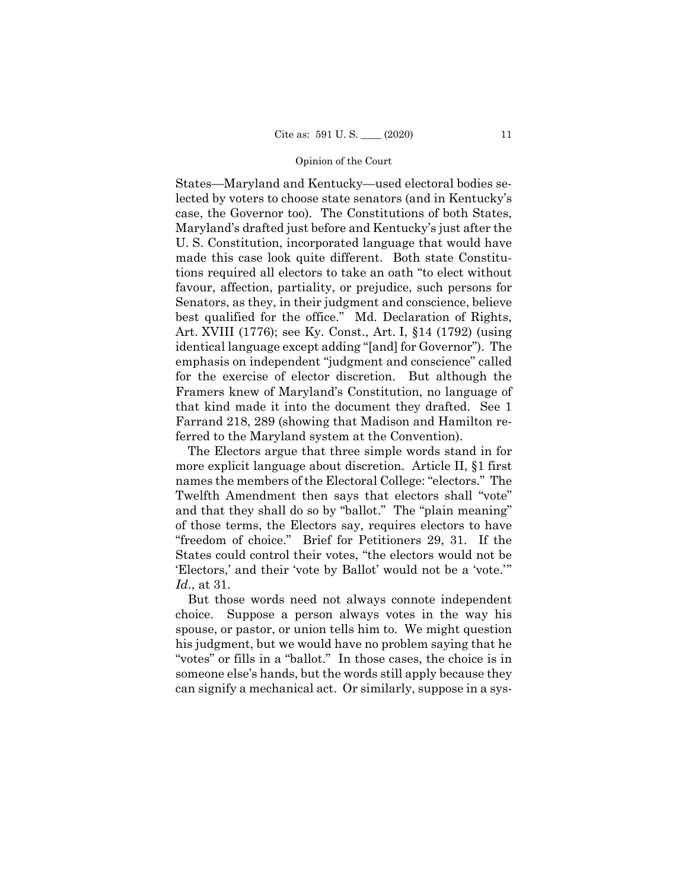States—Maryland and Kentucky—used electoral bodies selected by voters to choose state senators (and in Kentucky's case, the Governor too). The Constitutions of both States, Maryland's drafted just before and Kentucky's just after the U. S. Constitution, incorporated language that would have made this case look quite different. Both state Constitutions required all electors to take an oath "to elect without favour, affection, partiality, or prejudice, such persons for Senators, as they, in their judgment and conscience, believe best qualified for the office." Md. Declaration of Rights, Art. XVIII (1776); see Ky. Const., Art. I, §14 (1792) (using identical language except adding "[and] for Governor"). The emphasis on independent "judgment and conscience" called for the exercise of elector discretion. But although the Framers knew of Maryland's Constitution, no language of that kind made it into the document they drafted. See 1 Farrand 218, 289 (showing that Madison and Hamilton referred to the Maryland system at the Convention).

The Electors argue that three simple words stand in for more explicit language about discretion. Article II, §1 first names the members of the Electoral College: "electors." The Twelfth Amendment then says that electors shall "vote" and that they shall do so by "ballot." The "plain meaning" of those terms, the Electors say, requires electors to have "freedom of choice." Brief for Petitioners 29, 31. If the States could control their votes, "the electors would not be 'Electors,' and their 'vote by Ballot' would not be a 'vote.'" *Id*., at 31.

But those words need not always connote independent choice. Suppose a person always votes in the way his spouse, or pastor, or union tells him to. We might question his judgment, but we would have no problem saying that he "votes" or fills in a "ballot." In those cases, the choice is in someone else's hands, but the words still apply because they can signify a mechanical act. Or similarly, suppose in a sys-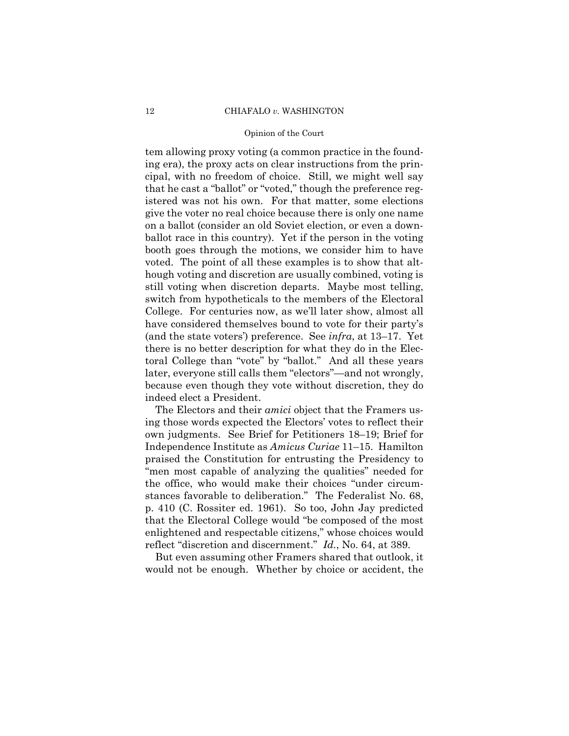tem allowing proxy voting (a common practice in the founding era), the proxy acts on clear instructions from the principal, with no freedom of choice. Still, we might well say that he cast a "ballot" or "voted," though the preference registered was not his own. For that matter, some elections give the voter no real choice because there is only one name on a ballot (consider an old Soviet election, or even a down-ballot race in this country). Yet if the person in the voting booth goes through the motions, we consider him to have voted. The point of all these examples is to show that although voting and discretion are usually combined, voting is still voting when discretion departs. Maybe most telling, switch from hypotheticals to the members of the Electoral College. For centuries now, as we'll later show, almost all have considered themselves bound to vote for their party's (and the state voters') preference. See *infra*, at 13–17. Yet there is no better description for what they do in the Electoral College than "vote" by "ballot." And all these years later, everyone still calls them "electors"—and not wrongly, because even though they vote without discretion, they do indeed elect a President.

The Electors and their *amici* object that the Framers using those words expected the Electors' votes to reflect their own judgments. See Brief for Petitioners 18–19; Brief for Independence Institute as *Amicus Curiae* 11–15. Hamilton praised the Constitution for entrusting the Presidency to "men most capable of analyzing the qualities" needed for the office, who would make their choices "under circumstances favorable to deliberation." The Federalist No. 68, p. 410 (C. Rossiter ed. 1961). So too, John Jay predicted that the Electoral College would "be composed of the most enlightened and respectable citizens," whose choices would reflect "discretion and discernment." *Id.*, No. 64, at 389.

But even assuming other Framers shared that outlook, it would not be enough. Whether by choice or accident, the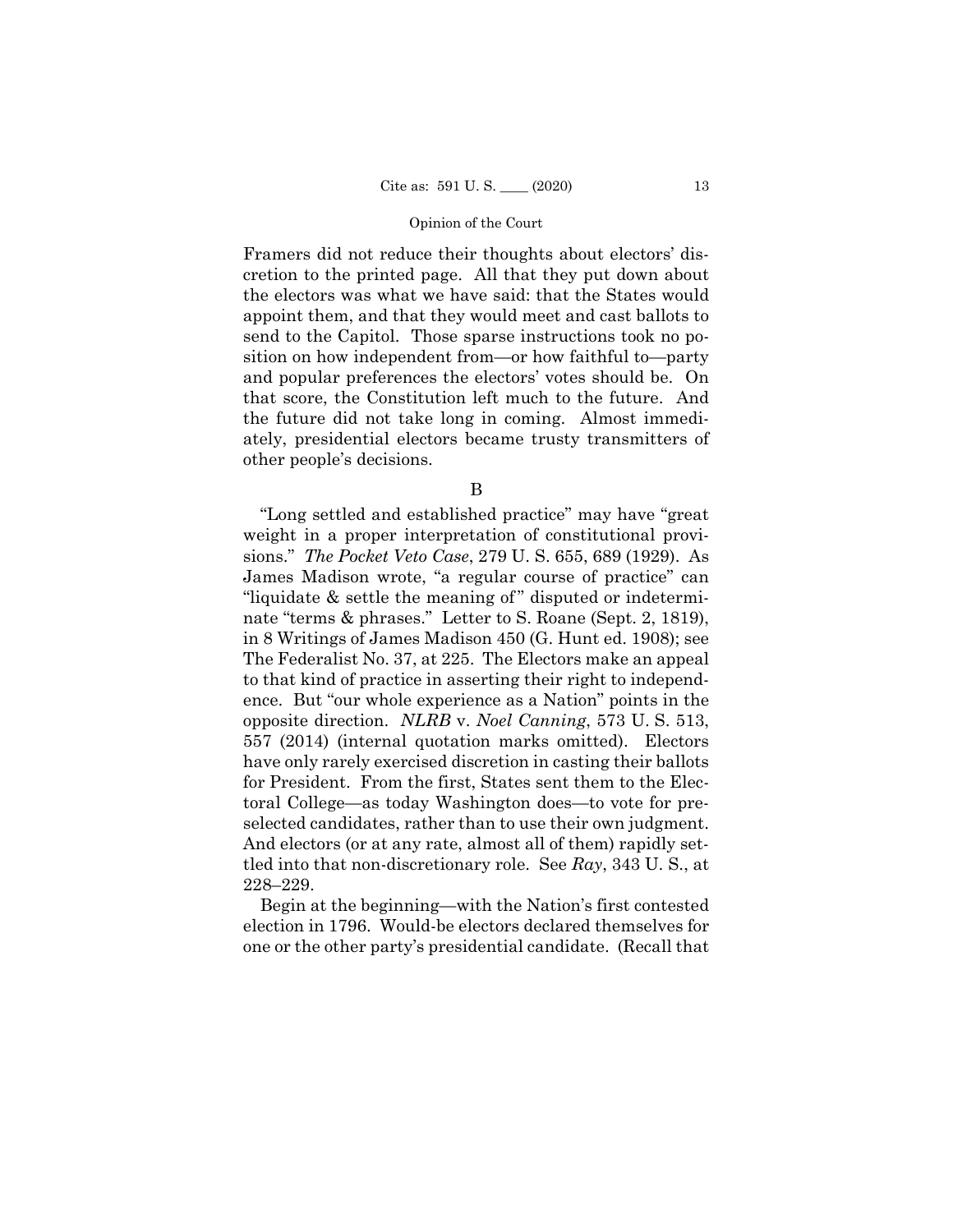Framers did not reduce their thoughts about electors' discretion to the printed page. All that they put down about the electors was what we have said: that the States would appoint them, and that they would meet and cast ballots to send to the Capitol. Those sparse instructions took no position on how independent from—or how faithful to—party and popular preferences the electors' votes should be. On that score, the Constitution left much to the future. And the future did not take long in coming. Almost immediately, presidential electors became trusty transmitters of other people's decisions.

B

"Long settled and established practice" may have "great weight in a proper interpretation of constitutional provisions." *The Pocket Veto Case*, 279 U. S. 655, 689 (1929). As James Madison wrote, "a regular course of practice" can "liquidate & settle the meaning of" disputed or indeterminate "terms & phrases." Letter to S. Roane (Sept. 2, 1819), in 8 Writings of James Madison 450 (G. Hunt ed. 1908); see The Federalist No. 37, at 225. The Electors make an appeal to that kind of practice in asserting their right to independence. But "our whole experience as a Nation" points in the opposite direction. *NLRB* v. *Noel Canning*, 573 U. S. 513, 557 (2014) (internal quotation marks omitted). Electors have only rarely exercised discretion in casting their ballots for President. From the first, States sent them to the Electoral College—as today Washington does—to vote for preselected candidates, rather than to use their own judgment. And electors (or at any rate, almost all of them) rapidly settled into that non-discretionary role. See *Ray*, 343 U. S., at 228–229.

Begin at the beginning—with the Nation's first contested election in 1796. Would-be electors declared themselves for one or the other party's presidential candidate. (Recall that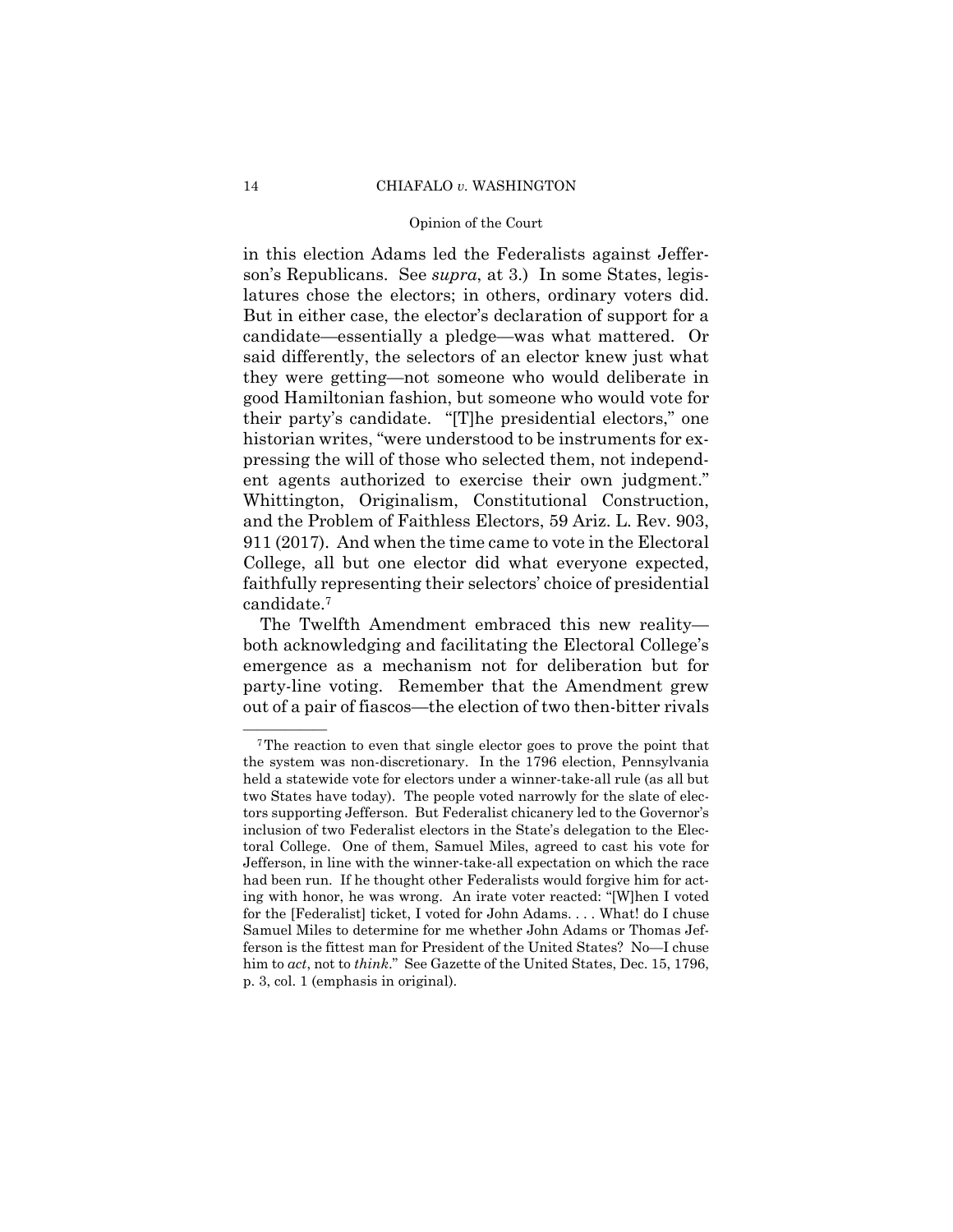in this election Adams led the Federalists against Jefferson's Republicans. See *supra*, at 3.) In some States, legislatures chose the electors; in others, ordinary voters did. But in either case, the elector's declaration of support for a candidate—essentially a pledge—was what mattered. Or said differently, the selectors of an elector knew just what they were getting—not someone who would deliberate in good Hamiltonian fashion, but someone who would vote for their party's candidate. "[T]he presidential electors," one historian writes, "were understood to be instruments for expressing the will of those who selected them, not independent agents authorized to exercise their own judgment." Whittington, Originalism, Constitutional Construction, and the Problem of Faithless Electors, 59 Ariz. L. Rev. 903, 911 (2017). And when the time came to vote in the Electoral College, all but one elector did what everyone expected, faithfully representing their selectors' choice of presidential candidate.[7]

The Twelfth Amendment embraced this new reality—both acknowledging and facilitating the Electoral College's emergence as a mechanism not for deliberation but for party-line voting. Remember that the Amendment grew out of a pair of fiascos—the election of two then-bitter rivals

---

[7] The reaction to even that single elector goes to prove the point that the system was non-discretionary. In the 1796 election, Pennsylvania held a statewide vote for electors under a winner-take-all rule (as all but two States have today). The people voted narrowly for the slate of electors supporting Jefferson. But Federalist chicanery led to the Governor's inclusion of two Federalist electors in the State's delegation to the Electoral College. One of them, Samuel Miles, agreed to cast his vote for Jefferson, in line with the winner-take-all expectation on which the race had been run. If he thought other Federalists would forgive him for acting with honor, he was wrong. An irate voter reacted: "[W]hen I voted for the [Federalist] ticket, I voted for John Adams. . . . What! do I chuse Samuel Miles to determine for me whether John Adams or Thomas Jefferson is the fittest man for President of the United States? No—I chuse him to *act*, not to *think*." See Gazette of the United States, Dec. 15, 1796, p. 3, col. 1 (emphasis in original).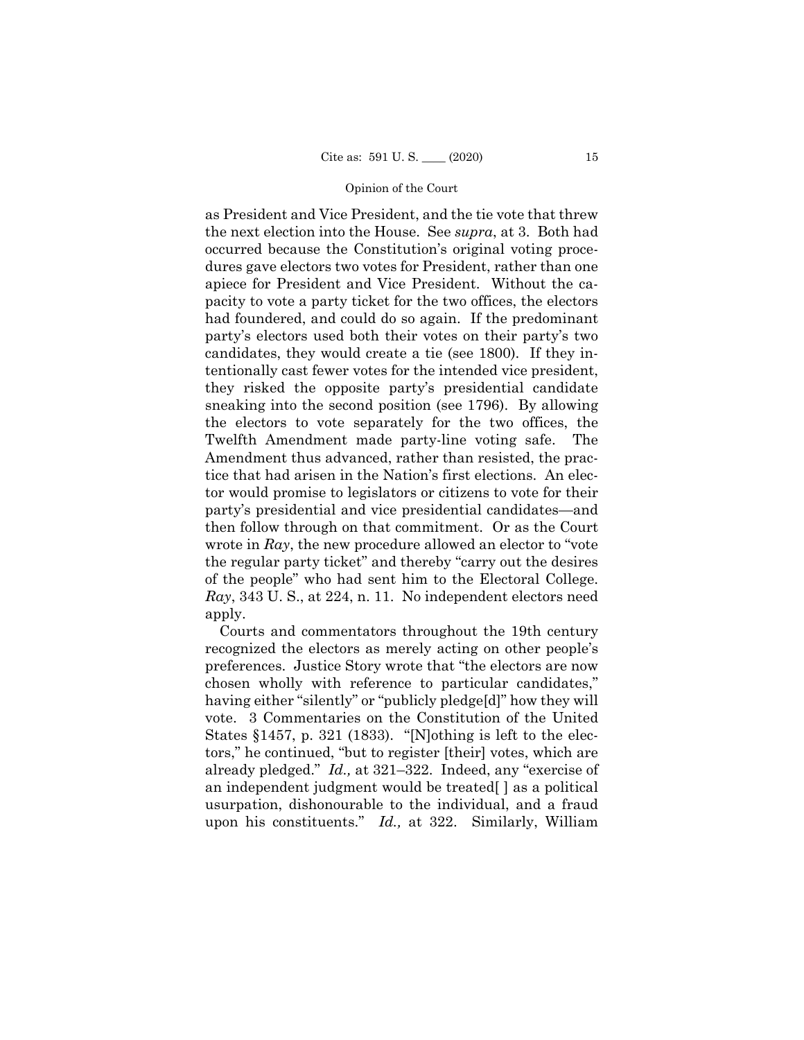as President and Vice President, and the tie vote that threw the next election into the House. See *supra*, at 3. Both had occurred because the Constitution's original voting procedures gave electors two votes for President, rather than one apiece for President and Vice President. Without the capacity to vote a party ticket for the two offices, the electors had foundered, and could do so again. If the predominant party's electors used both their votes on their party's two candidates, they would create a tie (see 1800). If they intentionally cast fewer votes for the intended vice president, they risked the opposite party's presidential candidate sneaking into the second position (see 1796). By allowing the electors to vote separately for the two offices, the Twelfth Amendment made party-line voting safe. The Amendment thus advanced, rather than resisted, the practice that had arisen in the Nation's first elections. An elector would promise to legislators or citizens to vote for their party's presidential and vice presidential candidates—and then follow through on that commitment. Or as the Court wrote in *Ray*, the new procedure allowed an elector to "vote the regular party ticket" and thereby "carry out the desires of the people" who had sent him to the Electoral College. *Ray*, 343 U. S., at 224, n. 11. No independent electors need apply.

Courts and commentators throughout the 19th century recognized the electors as merely acting on other people's preferences. Justice Story wrote that "the electors are now chosen wholly with reference to particular candidates," having either "silently" or "publicly pledge[d]" how they will vote. 3 Commentaries on the Constitution of the United States §1457, p. 321 (1833). "[N]othing is left to the electors," he continued, "but to register [their] votes, which are already pledged." *Id.,* at 321–322. Indeed, any "exercise of an independent judgment would be treated[ ] as a political usurpation, dishonourable to the individual, and a fraud upon his constituents." *Id.,* at 322. Similarly, William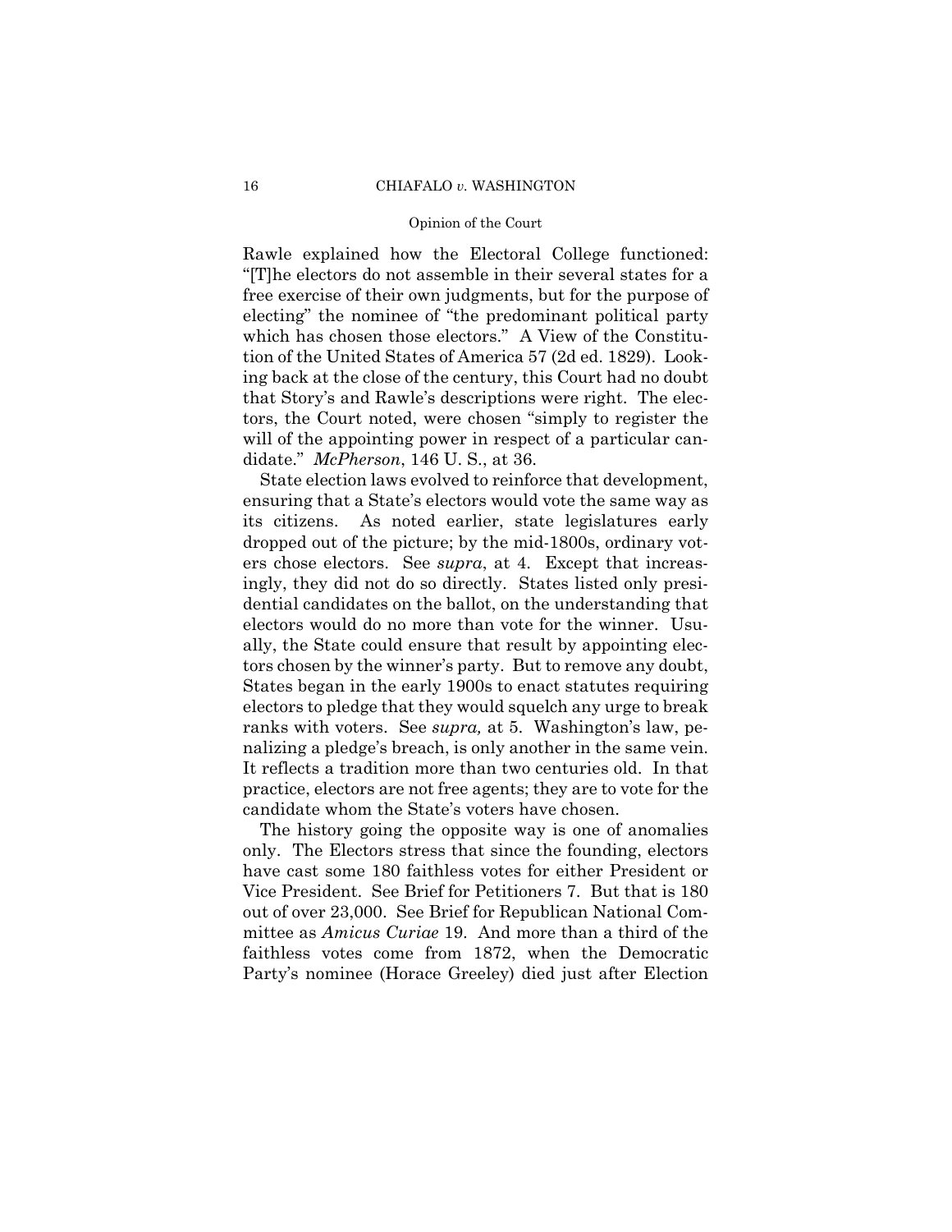Rawle explained how the Electoral College functioned: "[T]he electors do not assemble in their several states for a free exercise of their own judgments, but for the purpose of electing" the nominee of "the predominant political party which has chosen those electors." A View of the Constitution of the United States of America 57 (2d ed. 1829). Looking back at the close of the century, this Court had no doubt that Story's and Rawle's descriptions were right. The electors, the Court noted, were chosen "simply to register the will of the appointing power in respect of a particular candidate." *McPherson*, 146 U. S., at 36.

State election laws evolved to reinforce that development, ensuring that a State's electors would vote the same way as its citizens. As noted earlier, state legislatures early dropped out of the picture; by the mid-1800s, ordinary voters chose electors. See *supra*, at 4. Except that increasingly, they did not do so directly. States listed only presidential candidates on the ballot, on the understanding that electors would do no more than vote for the winner. Usually, the State could ensure that result by appointing electors chosen by the winner's party. But to remove any doubt, States began in the early 1900s to enact statutes requiring electors to pledge that they would squelch any urge to break ranks with voters. See *supra,* at 5. Washington's law, penalizing a pledge's breach, is only another in the same vein. It reflects a tradition more than two centuries old. In that practice, electors are not free agents; they are to vote for the candidate whom the State's voters have chosen.

The history going the opposite way is one of anomalies only. The Electors stress that since the founding, electors have cast some 180 faithless votes for either President or Vice President. See Brief for Petitioners 7. But that is 180 out of over 23,000. See Brief for Republican National Committee as *Amicus Curiae* 19. And more than a third of the faithless votes come from 1872, when the Democratic Party's nominee (Horace Greeley) died just after Election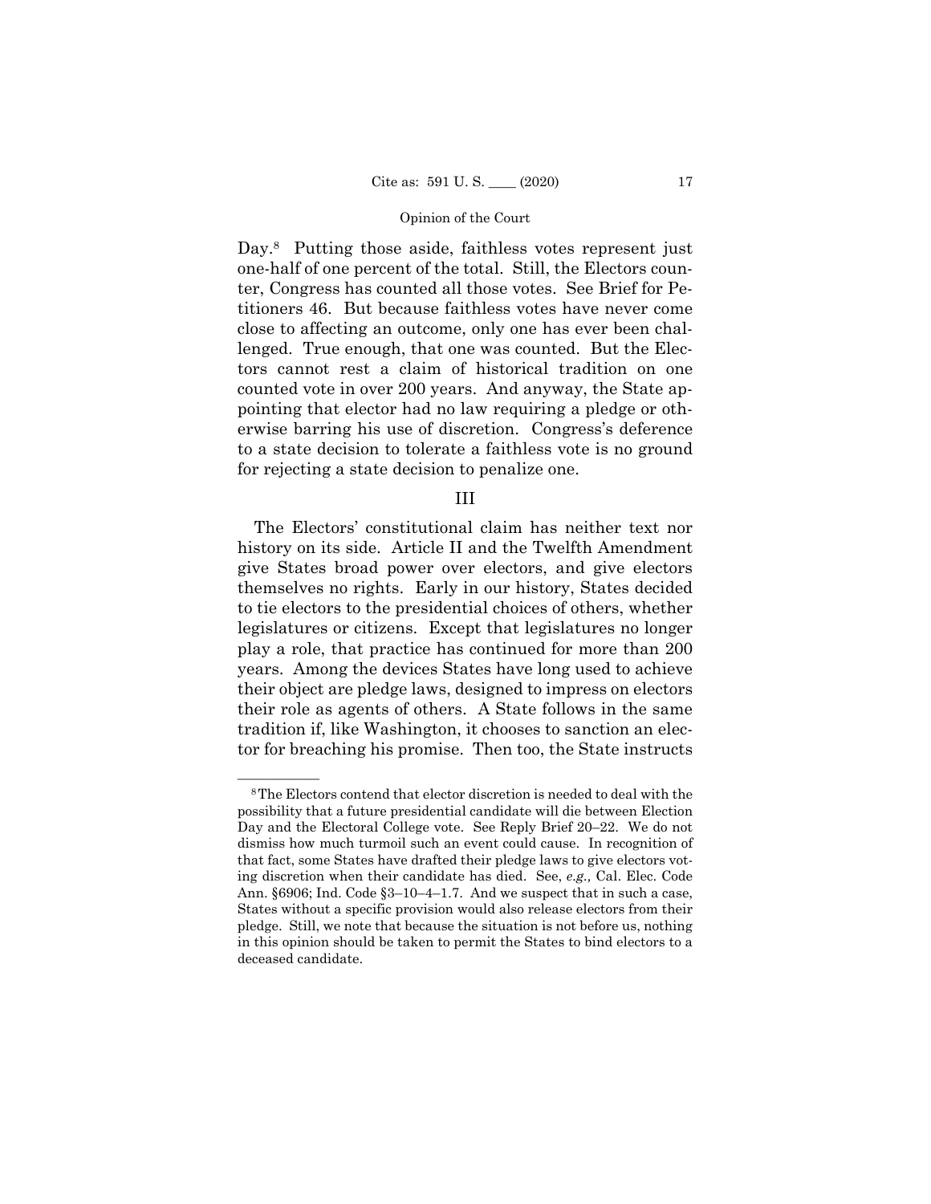Day.[8] Putting those aside, faithless votes represent just one-half of one percent of the total. Still, the Electors counter, Congress has counted all those votes. See Brief for Petitioners 46. But because faithless votes have never come close to affecting an outcome, only one has ever been challenged. True enough, that one was counted. But the Electors cannot rest a claim of historical tradition on one counted vote in over 200 years. And anyway, the State appointing that elector had no law requiring a pledge or otherwise barring his use of discretion. Congress's deference to a state decision to tolerate a faithless vote is no ground for rejecting a state decision to penalize one.

## III

The Electors' constitutional claim has neither text nor history on its side. Article II and the Twelfth Amendment give States broad power over electors, and give electors themselves no rights. Early in our history, States decided to tie electors to the presidential choices of others, whether legislatures or citizens. Except that legislatures no longer play a role, that practice has continued for more than 200 years. Among the devices States have long used to achieve their object are pledge laws, designed to impress on electors their role as agents of others. A State follows in the same tradition if, like Washington, it chooses to sanction an elector for breaching his promise. Then too, the State instructs

---

[8] The Electors contend that elector discretion is needed to deal with the possibility that a future presidential candidate will die between Election Day and the Electoral College vote. See Reply Brief 20–22. We do not dismiss how much turmoil such an event could cause. In recognition of that fact, some States have drafted their pledge laws to give electors voting discretion when their candidate has died. See, *e.g.,* Cal. Elec. Code Ann. §6906; Ind. Code §3–10–4–1.7. And we suspect that in such a case, States without a specific provision would also release electors from their pledge. Still, we note that because the situation is not before us, nothing in this opinion should be taken to permit the States to bind electors to a deceased candidate.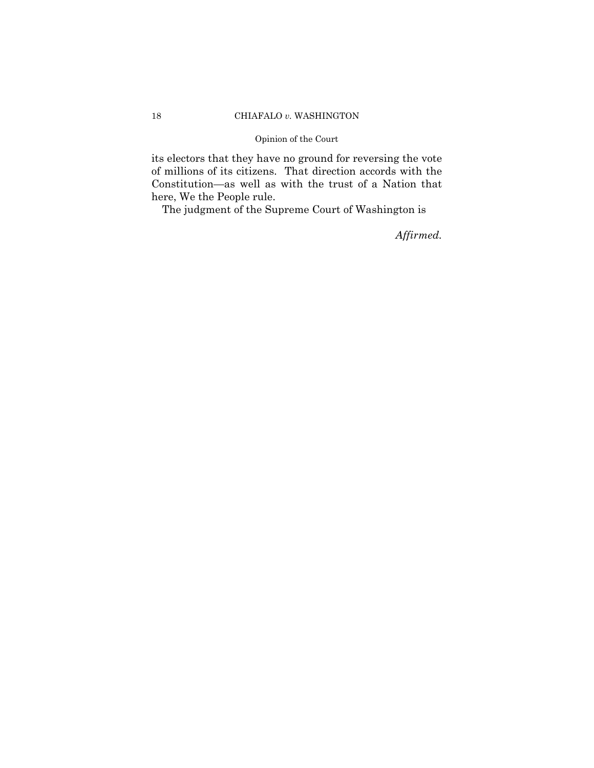its electors that they have no ground for reversing the vote of millions of its citizens. That direction accords with the Constitution—as well as with the trust of a Nation that here, We the People rule.

The judgment of the Supreme Court of Washington is

*Affirmed.*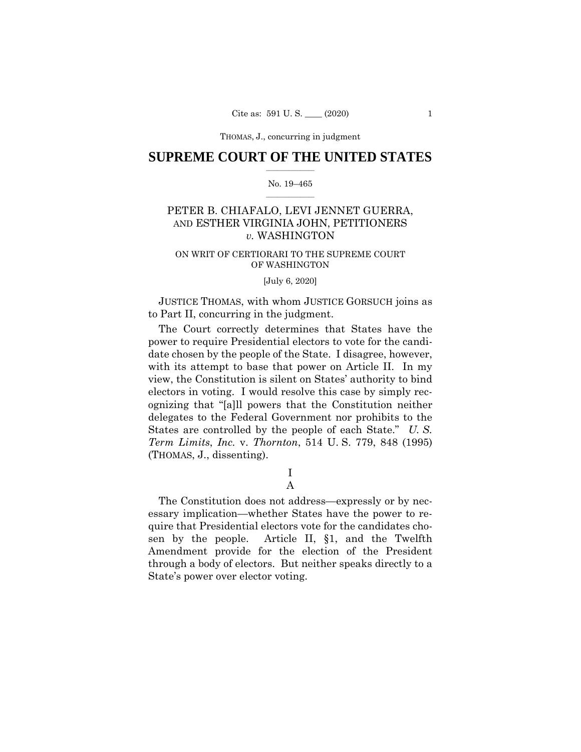# SUPREME COURT OF THE UNITED STATES

No. 19–465

PETER B. CHIAFALO, LEVI JENNET GUERRA, AND ESTHER VIRGINIA JOHN, PETITIONERS *v.* WASHINGTON

ON WRIT OF CERTIORARI TO THE SUPREME COURT OF WASHINGTON

[July 6, 2020]

JUSTICE THOMAS, with whom JUSTICE GORSUCH joins as to Part II, concurring in the judgment.

The Court correctly determines that States have the power to require Presidential electors to vote for the candidate chosen by the people of the State. I disagree, however, with its attempt to base that power on Article II. In my view, the Constitution is silent on States' authority to bind electors in voting. I would resolve this case by simply recognizing that "[a]ll powers that the Constitution neither delegates to the Federal Government nor prohibits to the States are controlled by the people of each State." *U. S. Term Limits*, *Inc.* v. *Thornton*, 514 U. S. 779, 848 (1995) (THOMAS, J., dissenting).

## I

### A

The Constitution does not address—expressly or by necessary implication—whether States have the power to require that Presidential electors vote for the candidates chosen by the people. Article II, §1, and the Twelfth Amendment provide for the election of the President through a body of electors. But neither speaks directly to a State's power over elector voting.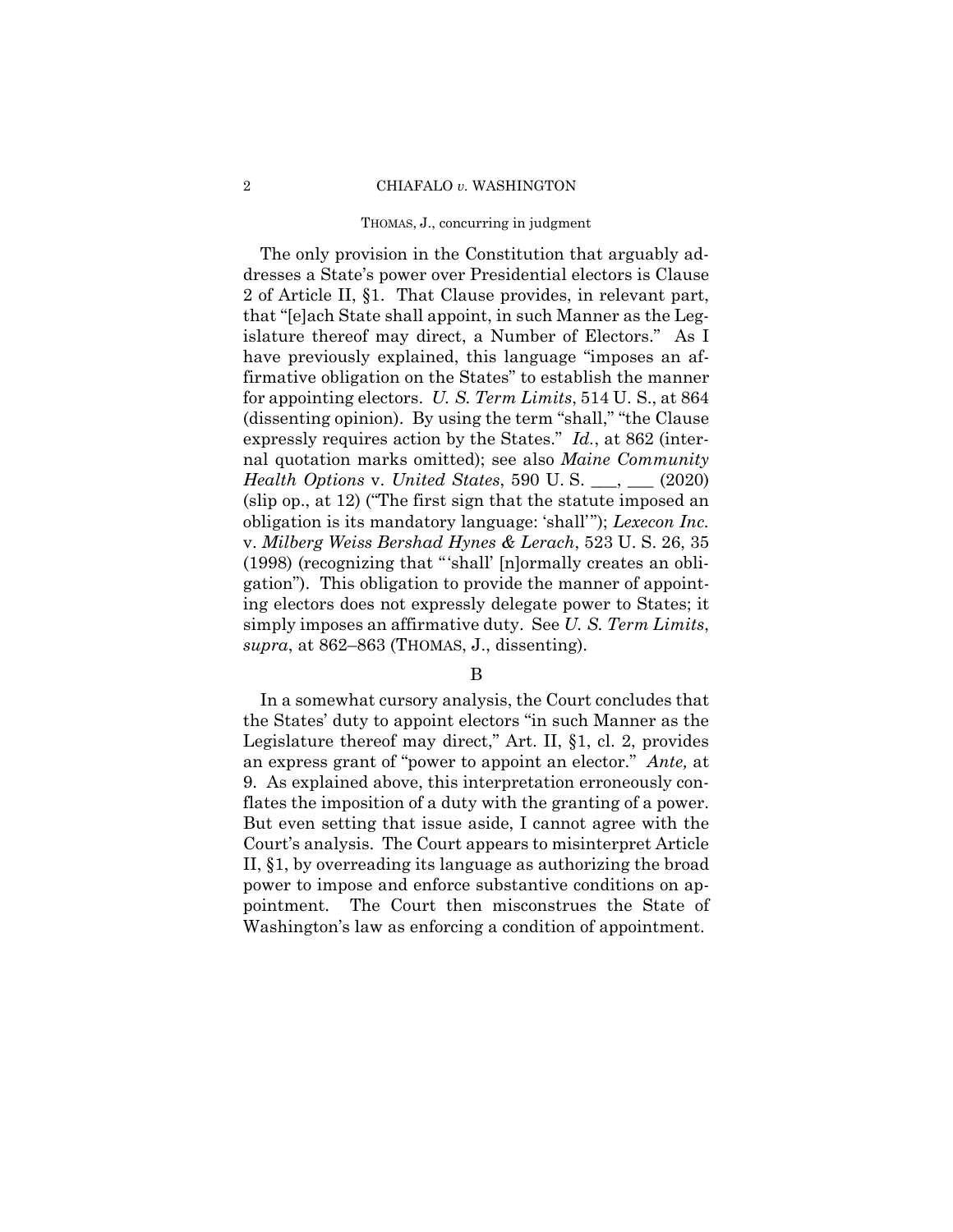The only provision in the Constitution that arguably addresses a State's power over Presidential electors is Clause 2 of Article II, §1. That Clause provides, in relevant part, that "[e]ach State shall appoint, in such Manner as the Legislature thereof may direct, a Number of Electors." As I have previously explained, this language "imposes an affirmative obligation on the States" to establish the manner for appointing electors. *U. S. Term Limits*, 514 U. S., at 864 (dissenting opinion). By using the term "shall," "the Clause expressly requires action by the States." *Id.*, at 862 (internal quotation marks omitted); see also *Maine Community Health Options* v. *United States*, 590 U. S. \_\_\_, \_\_\_ (2020) (slip op., at 12) ("The first sign that the statute imposed an obligation is its mandatory language: 'shall'"); *Lexecon Inc.* v. *Milberg Weiss Bershad Hynes & Lerach*, 523 U. S. 26, 35 (1998) (recognizing that "'shall' [n]ormally creates an obligation"). This obligation to provide the manner of appointing electors does not expressly delegate power to States; it simply imposes an affirmative duty. See *U. S. Term Limits*, *supra*, at 862–863 (THOMAS, J., dissenting).

B

In a somewhat cursory analysis, the Court concludes that the States' duty to appoint electors "in such Manner as the Legislature thereof may direct," Art. II, §1, cl. 2, provides an express grant of "power to appoint an elector." *Ante,* at 9. As explained above, this interpretation erroneously conflates the imposition of a duty with the granting of a power. But even setting that issue aside, I cannot agree with the Court's analysis. The Court appears to misinterpret Article II, §1, by overreading its language as authorizing the broad power to impose and enforce substantive conditions on appointment. The Court then misconstrues the State of Washington's law as enforcing a condition of appointment.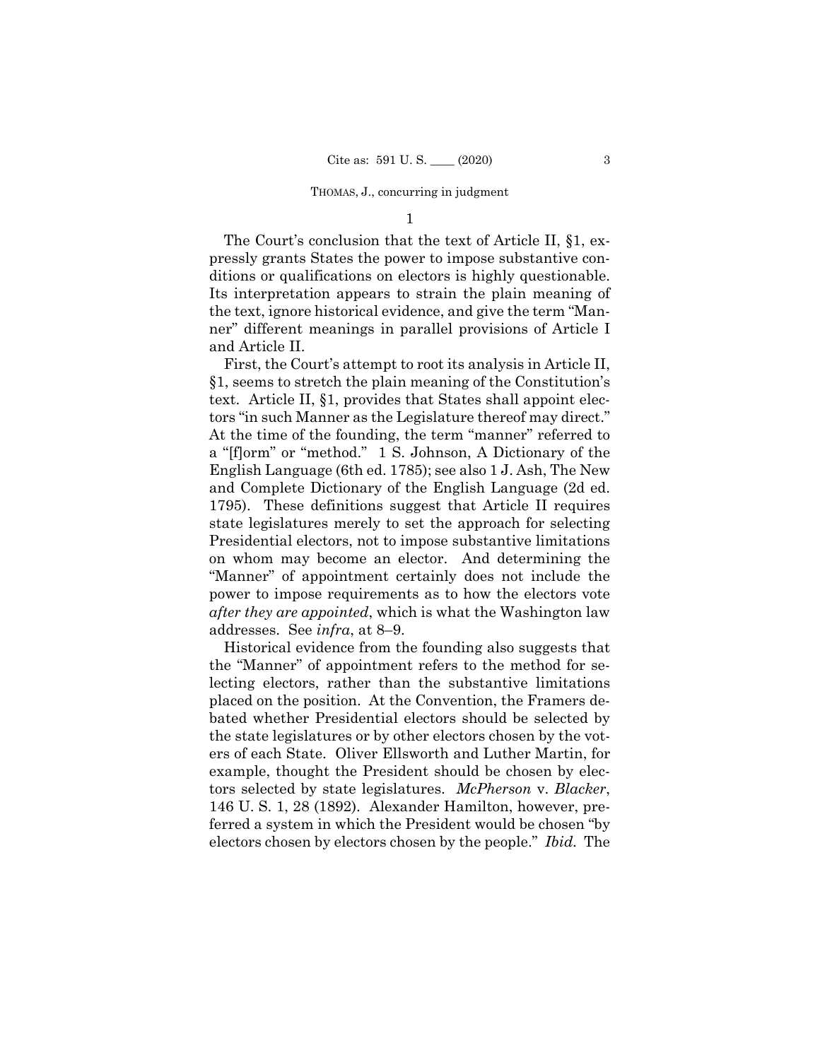1

The Court's conclusion that the text of Article II, §1, expressly grants States the power to impose substantive conditions or qualifications on electors is highly questionable. Its interpretation appears to strain the plain meaning of the text, ignore historical evidence, and give the term "Manner" different meanings in parallel provisions of Article I and Article II.

First, the Court's attempt to root its analysis in Article II, §1, seems to stretch the plain meaning of the Constitution's text. Article II, §1, provides that States shall appoint electors "in such Manner as the Legislature thereof may direct." At the time of the founding, the term "manner" referred to a "[f]orm" or "method." 1 S. Johnson, A Dictionary of the English Language (6th ed. 1785); see also 1 J. Ash, The New and Complete Dictionary of the English Language (2d ed. 1795). These definitions suggest that Article II requires state legislatures merely to set the approach for selecting Presidential electors, not to impose substantive limitations on whom may become an elector. And determining the "Manner" of appointment certainly does not include the power to impose requirements as to how the electors vote *after they are appointed*, which is what the Washington law addresses. See *infra*, at 8–9.

Historical evidence from the founding also suggests that the "Manner" of appointment refers to the method for selecting electors, rather than the substantive limitations placed on the position. At the Convention, the Framers debated whether Presidential electors should be selected by the state legislatures or by other electors chosen by the voters of each State. Oliver Ellsworth and Luther Martin, for example, thought the President should be chosen by electors selected by state legislatures. *McPherson* v. *Blacker*, 146 U. S. 1, 28 (1892). Alexander Hamilton, however, preferred a system in which the President would be chosen "by electors chosen by electors chosen by the people." *Ibid.* The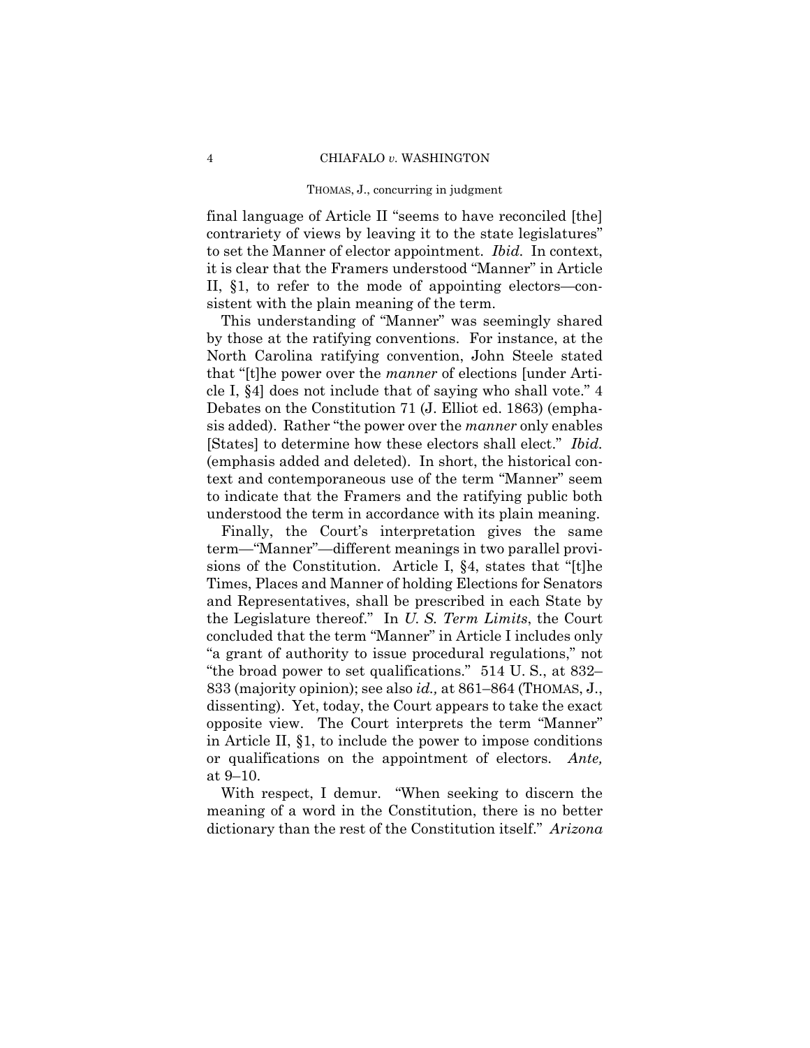final language of Article II "seems to have reconciled [the] contrariety of views by leaving it to the state legislatures" to set the Manner of elector appointment. *Ibid.* In context, it is clear that the Framers understood "Manner" in Article II, §1, to refer to the mode of appointing electors—consistent with the plain meaning of the term.

This understanding of "Manner" was seemingly shared by those at the ratifying conventions. For instance, at the North Carolina ratifying convention, John Steele stated that "[t]he power over the *manner* of elections [under Article I, §4] does not include that of saying who shall vote." 4 Debates on the Constitution 71 (J. Elliot ed. 1863) (emphasis added). Rather "the power over the *manner* only enables [States] to determine how these electors shall elect." *Ibid.* (emphasis added and deleted). In short, the historical context and contemporaneous use of the term "Manner" seem to indicate that the Framers and the ratifying public both understood the term in accordance with its plain meaning.

Finally, the Court's interpretation gives the same term—"Manner"—different meanings in two parallel provisions of the Constitution. Article I, §4, states that "[t]he Times, Places and Manner of holding Elections for Senators and Representatives, shall be prescribed in each State by the Legislature thereof." In *U. S. Term Limits*, the Court concluded that the term "Manner" in Article I includes only "a grant of authority to issue procedural regulations," not "the broad power to set qualifications." 514 U. S., at 832–833 (majority opinion); see also *id.,* at 861–864 (THOMAS, J., dissenting). Yet, today, the Court appears to take the exact opposite view. The Court interprets the term "Manner" in Article II, §1, to include the power to impose conditions or qualifications on the appointment of electors. *Ante,* at 9–10.

With respect, I demur. "When seeking to discern the meaning of a word in the Constitution, there is no better dictionary than the rest of the Constitution itself." *Arizona*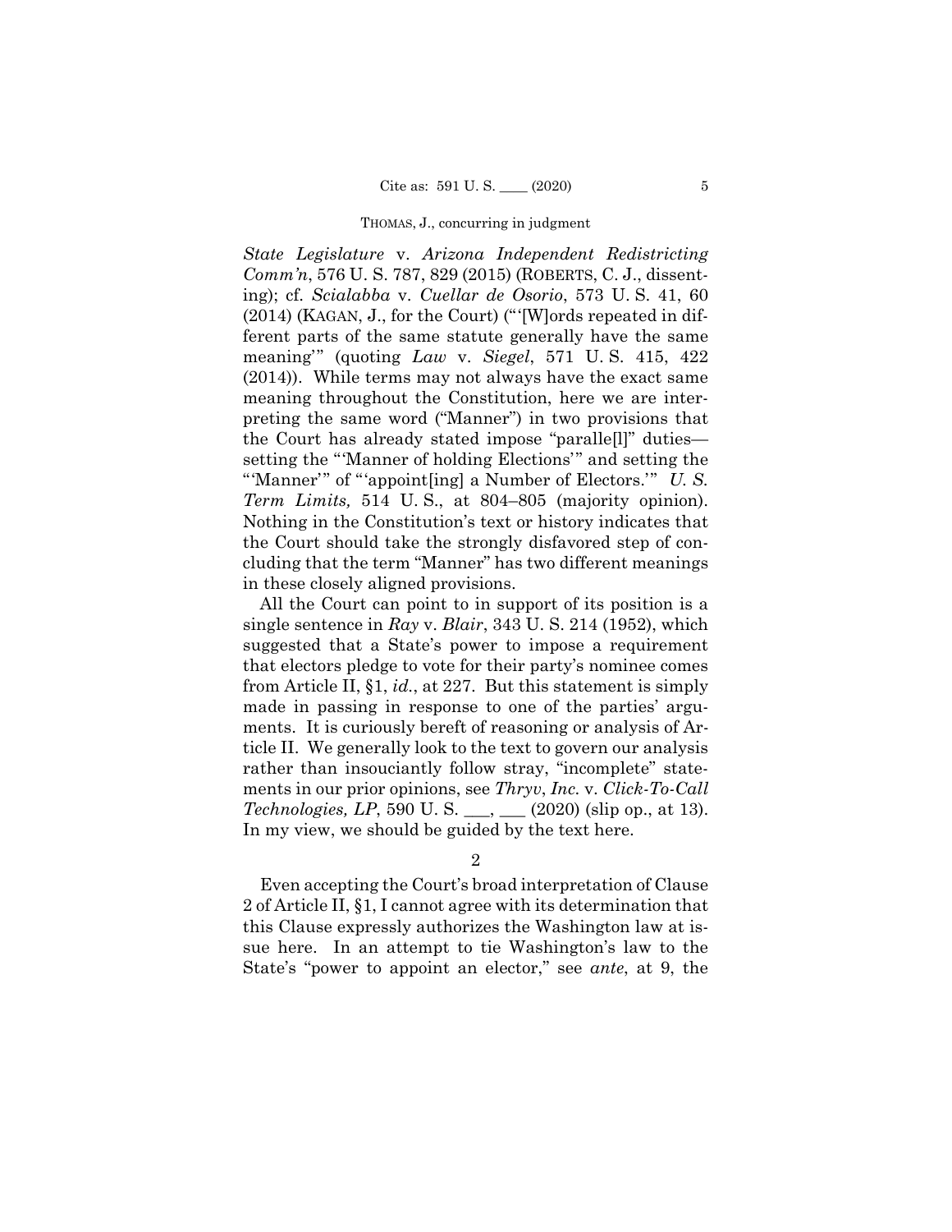*State Legislature* v. *Arizona Independent Redistricting Comm'n*, 576 U. S. 787, 829 (2015) (ROBERTS, C. J., dissenting); cf. *Scialabba* v. *Cuellar de Osorio*, 573 U. S. 41, 60 (2014) (KAGAN, J., for the Court) ("'[W]ords repeated in different parts of the same statute generally have the same meaning'" (quoting *Law* v. *Siegel*, 571 U. S. 415, 422 (2014)). While terms may not always have the exact same meaning throughout the Constitution, here we are interpreting the same word ("Manner") in two provisions that the Court has already stated impose "paralle[l]" duties—setting the "'Manner of holding Elections'" and setting the "'Manner'" of "'appoint[ing] a Number of Electors.'" *U. S. Term Limits,* 514 U. S., at 804–805 (majority opinion). Nothing in the Constitution's text or history indicates that the Court should take the strongly disfavored step of concluding that the term "Manner" has two different meanings in these closely aligned provisions.

All the Court can point to in support of its position is a single sentence in *Ray* v. *Blair*, 343 U. S. 214 (1952), which suggested that a State's power to impose a requirement that electors pledge to vote for their party's nominee comes from Article II, §1, *id.*, at 227. But this statement is simply made in passing in response to one of the parties' arguments. It is curiously bereft of reasoning or analysis of Article II. We generally look to the text to govern our analysis rather than insouciantly follow stray, "incomplete" statements in our prior opinions, see *Thryv*, *Inc.* v. *Click-To-Call Technologies, LP*, 590 U. S. \_\_\_, \_\_\_ (2020) (slip op., at 13). In my view, we should be guided by the text here.

2

Even accepting the Court's broad interpretation of Clause 2 of Article II, §1, I cannot agree with its determination that this Clause expressly authorizes the Washington law at issue here. In an attempt to tie Washington's law to the State's "power to appoint an elector," see *ante*, at 9, the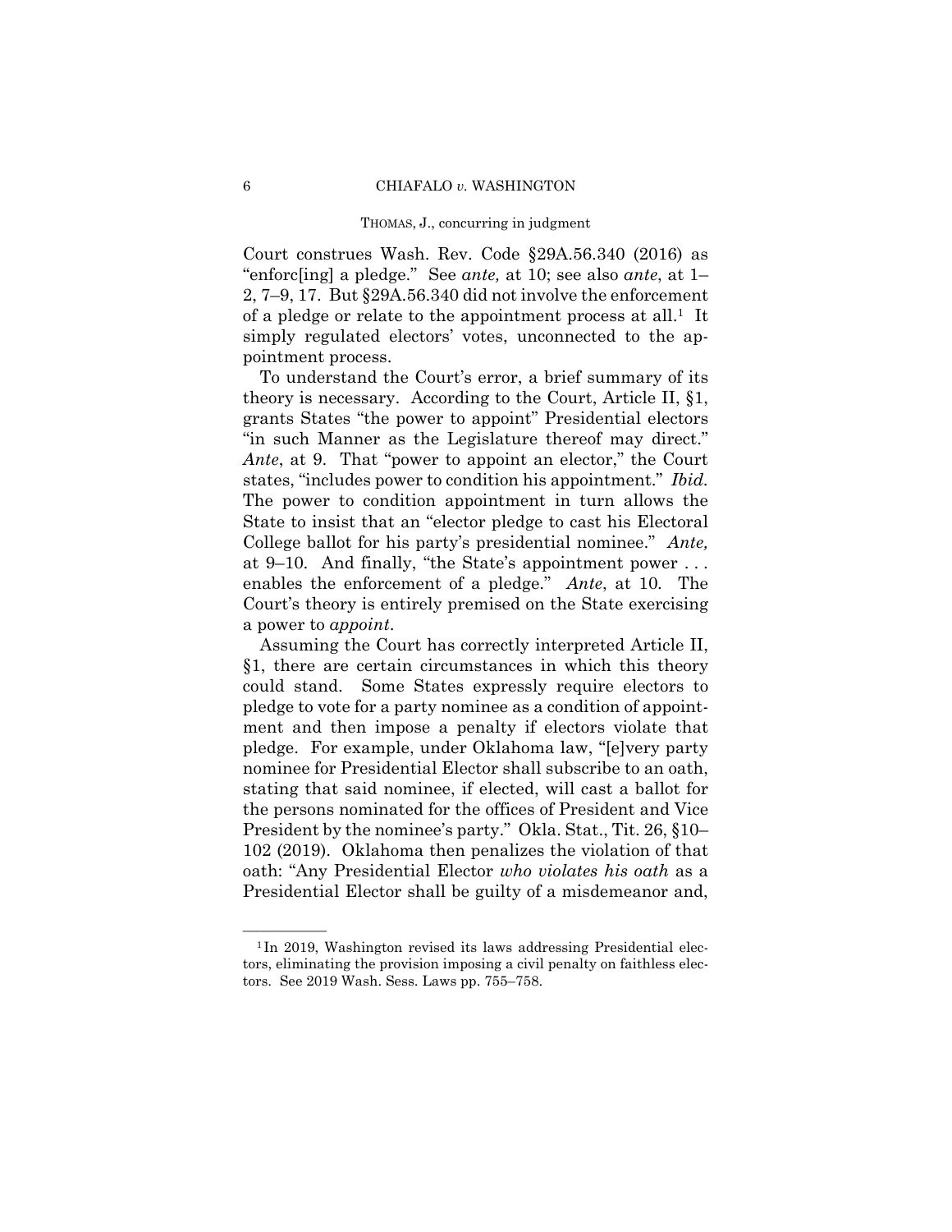Court construes Wash. Rev. Code §29A.56.340 (2016) as "enforc[ing] a pledge." See *ante,* at 10; see also *ante*, at 1–2, 7–9, 17. But §29A.56.340 did not involve the enforcement of a pledge or relate to the appointment process at all.[1] It simply regulated electors' votes, unconnected to the appointment process.

To understand the Court's error, a brief summary of its theory is necessary. According to the Court, Article II, §1, grants States "the power to appoint" Presidential electors "in such Manner as the Legislature thereof may direct." *Ante*, at 9. That "power to appoint an elector," the Court states, "includes power to condition his appointment." *Ibid.* The power to condition appointment in turn allows the State to insist that an "elector pledge to cast his Electoral College ballot for his party's presidential nominee." *Ante,* at 9–10. And finally, "the State's appointment power . . . enables the enforcement of a pledge." *Ante*, at 10. The Court's theory is entirely premised on the State exercising a power to *appoint*.

Assuming the Court has correctly interpreted Article II, §1, there are certain circumstances in which this theory could stand. Some States expressly require electors to pledge to vote for a party nominee as a condition of appointment and then impose a penalty if electors violate that pledge. For example, under Oklahoma law, "[e]very party nominee for Presidential Elector shall subscribe to an oath, stating that said nominee, if elected, will cast a ballot for the persons nominated for the offices of President and Vice President by the nominee's party." Okla. Stat., Tit. 26, §10–102 (2019). Oklahoma then penalizes the violation of that oath: "Any Presidential Elector *who violates his oath* as a Presidential Elector shall be guilty of a misdemeanor and,

---

[1] In 2019, Washington revised its laws addressing Presidential electors, eliminating the provision imposing a civil penalty on faithless electors. See 2019 Wash. Sess. Laws pp. 755–758.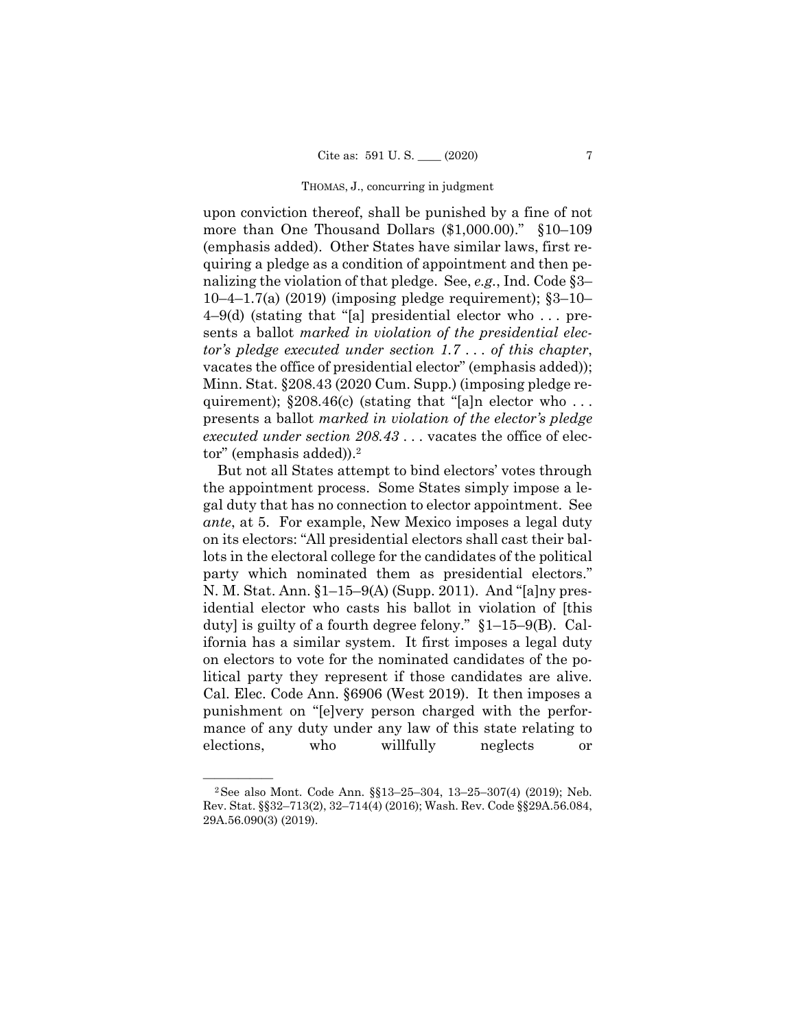upon conviction thereof, shall be punished by a fine of not more than One Thousand Dollars ($1,000.00)." §10–109 (emphasis added). Other States have similar laws, first requiring a pledge as a condition of appointment and then penalizing the violation of that pledge. See, *e.g.*, Ind. Code §3–10–4–1.7(a) (2019) (imposing pledge requirement); §3–10–4–9(d) (stating that "[a] presidential elector who . . . presents a ballot *marked in violation of the presidential elector's pledge executed under section 1.7 . . . of this chapter*, vacates the office of presidential elector" (emphasis added)); Minn. Stat. §208.43 (2020 Cum. Supp.) (imposing pledge requirement); §208.46(c) (stating that "[a]n elector who . . . presents a ballot *marked in violation of the elector's pledge executed under section 208.43* . . . vacates the office of elector" (emphasis added)).[2]

But not all States attempt to bind electors' votes through the appointment process. Some States simply impose a legal duty that has no connection to elector appointment. See *ante*, at 5. For example, New Mexico imposes a legal duty on its electors: "All presidential electors shall cast their ballots in the electoral college for the candidates of the political party which nominated them as presidential electors." N. M. Stat. Ann. §1–15–9(A) (Supp. 2011). And "[a]ny presidential elector who casts his ballot in violation of [this duty] is guilty of a fourth degree felony." §1–15–9(B). California has a similar system. It first imposes a legal duty on electors to vote for the nominated candidates of the political party they represent if those candidates are alive. Cal. Elec. Code Ann. §6906 (West 2019). It then imposes a punishment on "[e]very person charged with the performance of any duty under any law of this state relating to elections, who willfully neglects or

[2] See also Mont. Code Ann. §§13–25–304, 13–25–307(4) (2019); Neb. Rev. Stat. §§32–713(2), 32–714(4) (2016); Wash. Rev. Code §§29A.56.084, 29A.56.090(3) (2019).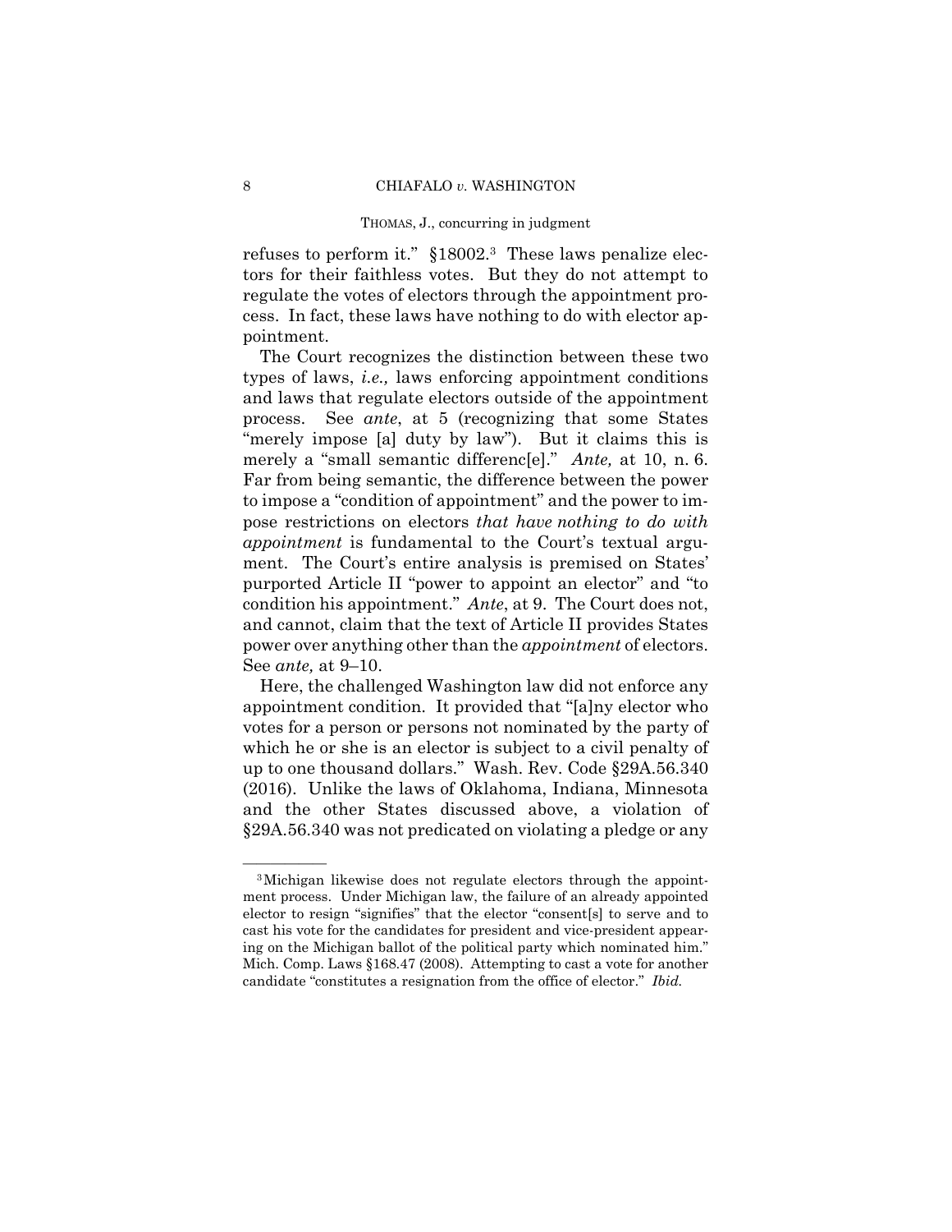refuses to perform it." §18002.[3] These laws penalize electors for their faithless votes. But they do not attempt to regulate the votes of electors through the appointment process. In fact, these laws have nothing to do with elector appointment.

The Court recognizes the distinction between these two types of laws, *i.e.,* laws enforcing appointment conditions and laws that regulate electors outside of the appointment process. See *ante*, at 5 (recognizing that some States "merely impose [a] duty by law"). But it claims this is merely a "small semantic differenc[e]." *Ante,* at 10, n. 6. Far from being semantic, the difference between the power to impose a "condition of appointment" and the power to impose restrictions on electors *that have nothing to do with appointment* is fundamental to the Court's textual argument. The Court's entire analysis is premised on States' purported Article II "power to appoint an elector" and "to condition his appointment." *Ante*, at 9. The Court does not, and cannot, claim that the text of Article II provides States power over anything other than the *appointment* of electors. See *ante,* at 9–10.

Here, the challenged Washington law did not enforce any appointment condition. It provided that "[a]ny elector who votes for a person or persons not nominated by the party of which he or she is an elector is subject to a civil penalty of up to one thousand dollars." Wash. Rev. Code §29A.56.340 (2016). Unlike the laws of Oklahoma, Indiana, Minnesota and the other States discussed above, a violation of §29A.56.340 was not predicated on violating a pledge or any

---

[3] Michigan likewise does not regulate electors through the appointment process. Under Michigan law, the failure of an already appointed elector to resign "signifies" that the elector "consent[s] to serve and to cast his vote for the candidates for president and vice-president appearing on the Michigan ballot of the political party which nominated him." Mich. Comp. Laws §168.47 (2008). Attempting to cast a vote for another candidate "constitutes a resignation from the office of elector." *Ibid.*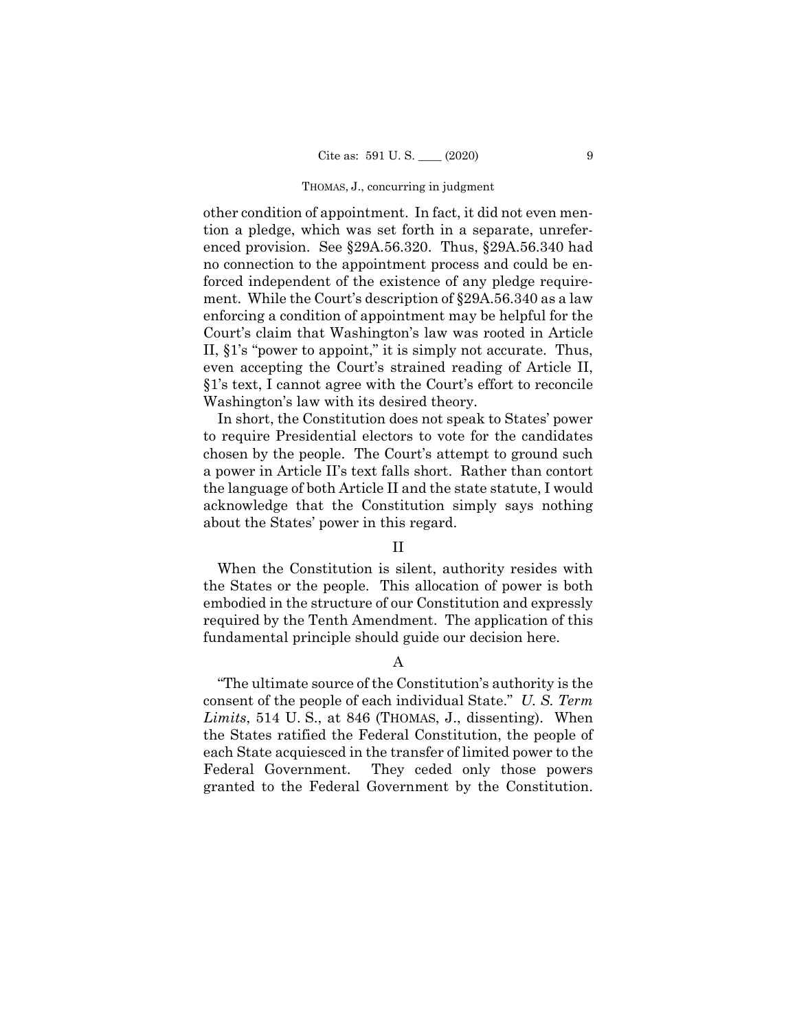other condition of appointment. In fact, it did not even mention a pledge, which was set forth in a separate, unreferenced provision. See §29A.56.320. Thus, §29A.56.340 had no connection to the appointment process and could be enforced independent of the existence of any pledge requirement. While the Court's description of §29A.56.340 as a law enforcing a condition of appointment may be helpful for the Court's claim that Washington's law was rooted in Article II, §1's "power to appoint," it is simply not accurate. Thus, even accepting the Court's strained reading of Article II, §1's text, I cannot agree with the Court's effort to reconcile Washington's law with its desired theory.

In short, the Constitution does not speak to States' power to require Presidential electors to vote for the candidates chosen by the people. The Court's attempt to ground such a power in Article II's text falls short. Rather than contort the language of both Article II and the state statute, I would acknowledge that the Constitution simply says nothing about the States' power in this regard.

## II

When the Constitution is silent, authority resides with the States or the people. This allocation of power is both embodied in the structure of our Constitution and expressly required by the Tenth Amendment. The application of this fundamental principle should guide our decision here.

### A

"The ultimate source of the Constitution's authority is the consent of the people of each individual State." *U. S. Term Limits*, 514 U. S., at 846 (THOMAS, J., dissenting). When the States ratified the Federal Constitution, the people of each State acquiesced in the transfer of limited power to the Federal Government. They ceded only those powers granted to the Federal Government by the Constitution.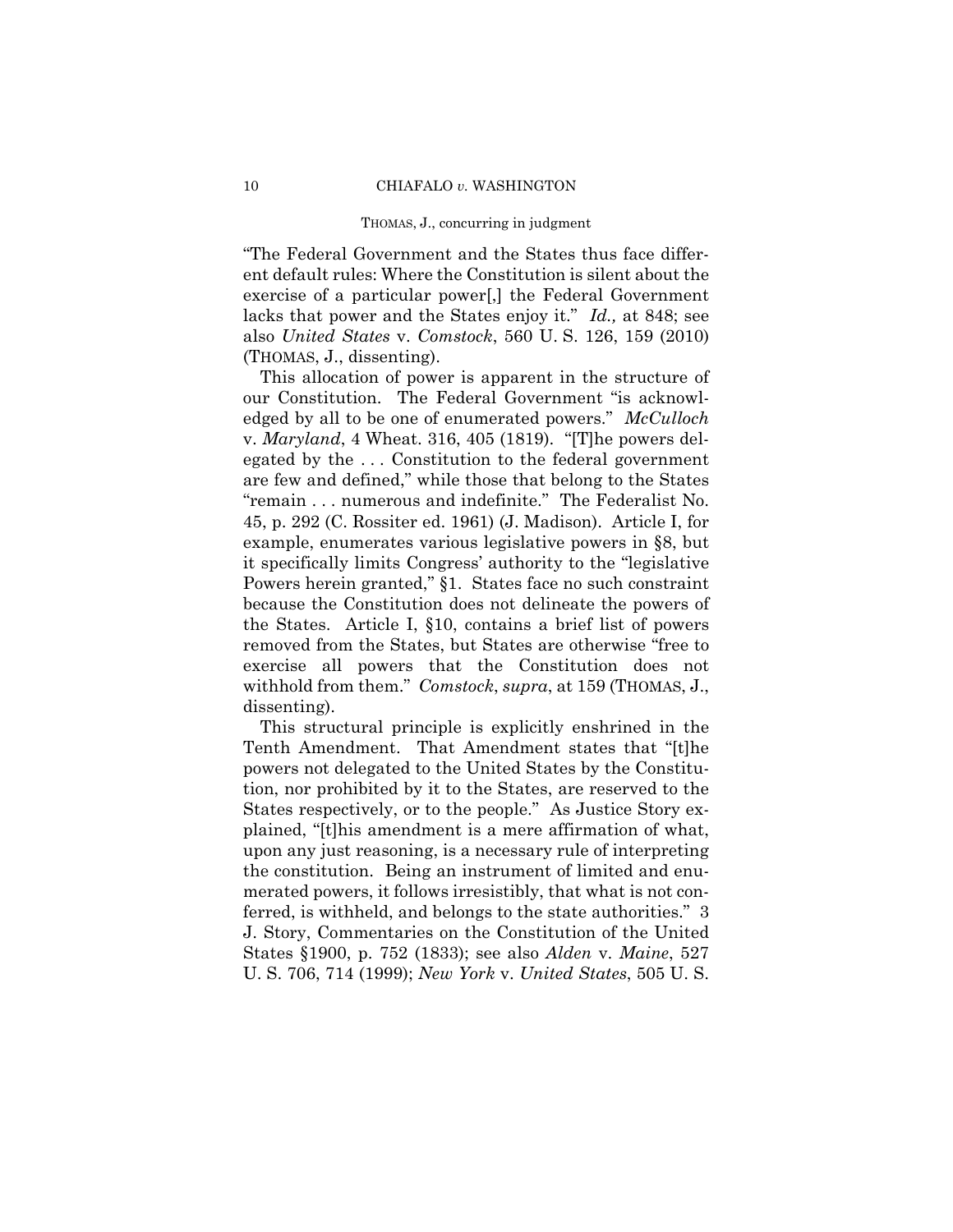"The Federal Government and the States thus face different default rules: Where the Constitution is silent about the exercise of a particular power[,] the Federal Government lacks that power and the States enjoy it." *Id.,* at 848; see also *United States* v. *Comstock*, 560 U. S. 126, 159 (2010) (THOMAS, J., dissenting).

This allocation of power is apparent in the structure of our Constitution. The Federal Government "is acknowledged by all to be one of enumerated powers." *McCulloch* v. *Maryland*, 4 Wheat. 316, 405 (1819). "[T]he powers delegated by the . . . Constitution to the federal government are few and defined," while those that belong to the States "remain . . . numerous and indefinite." The Federalist No. 45, p. 292 (C. Rossiter ed. 1961) (J. Madison). Article I, for example, enumerates various legislative powers in §8, but it specifically limits Congress' authority to the "legislative Powers herein granted," §1. States face no such constraint because the Constitution does not delineate the powers of the States. Article I, §10, contains a brief list of powers removed from the States, but States are otherwise "free to exercise all powers that the Constitution does not withhold from them." *Comstock*, *supra*, at 159 (THOMAS, J., dissenting).

This structural principle is explicitly enshrined in the Tenth Amendment. That Amendment states that "[t]he powers not delegated to the United States by the Constitution, nor prohibited by it to the States, are reserved to the States respectively, or to the people." As Justice Story explained, "[t]his amendment is a mere affirmation of what, upon any just reasoning, is a necessary rule of interpreting the constitution. Being an instrument of limited and enumerated powers, it follows irresistibly, that what is not conferred, is withheld, and belongs to the state authorities." 3 J. Story, Commentaries on the Constitution of the United States §1900, p. 752 (1833); see also *Alden* v. *Maine*, 527 U. S. 706, 714 (1999); *New York* v. *United States*, 505 U. S.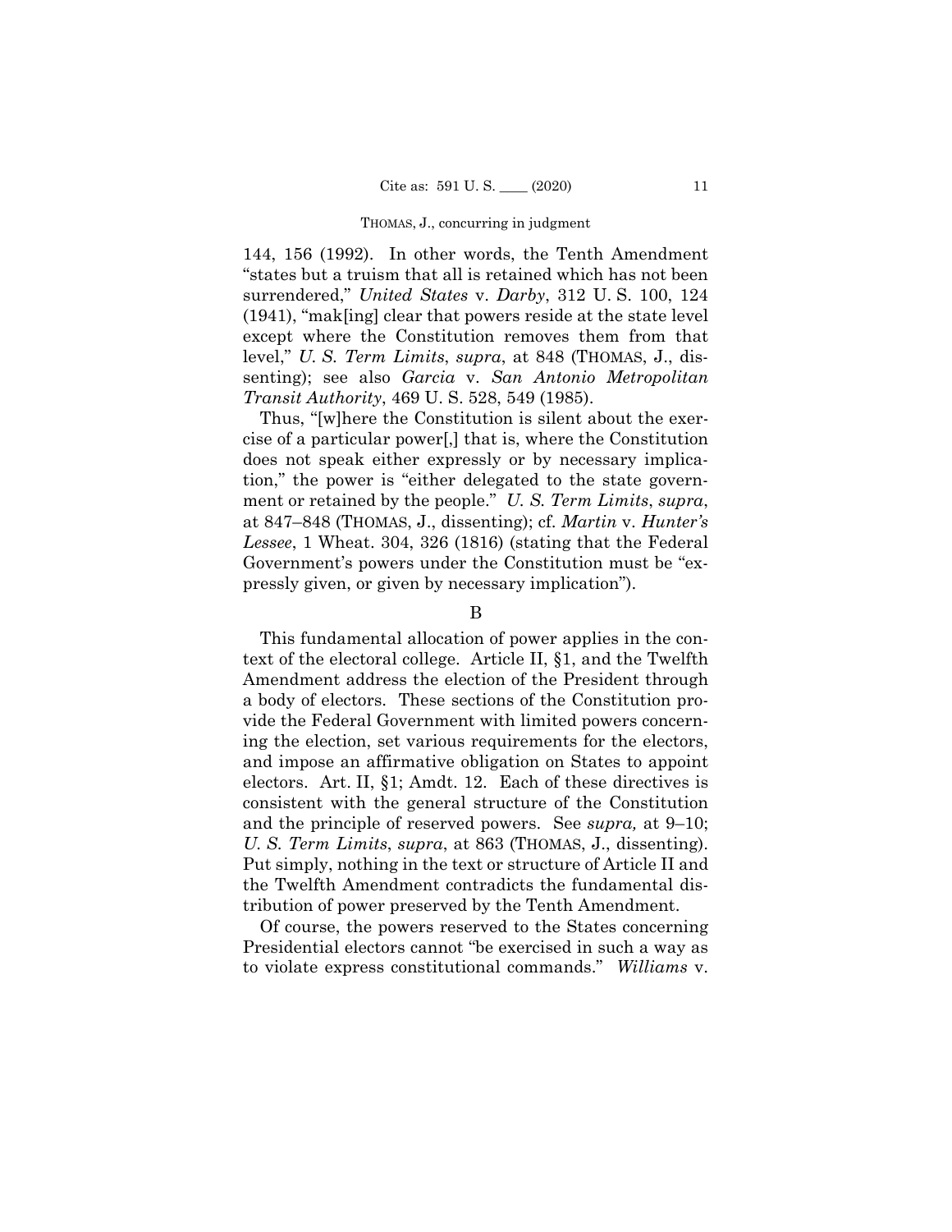144, 156 (1992). In other words, the Tenth Amendment "states but a truism that all is retained which has not been surrendered," *United States* v. *Darby*, 312 U. S. 100, 124 (1941), "mak[ing] clear that powers reside at the state level except where the Constitution removes them from that level," *U. S. Term Limits*, *supra*, at 848 (THOMAS, J., dissenting); see also *Garcia* v. *San Antonio Metropolitan Transit Authority*, 469 U. S. 528, 549 (1985).

Thus, "[w]here the Constitution is silent about the exercise of a particular power[,] that is, where the Constitution does not speak either expressly or by necessary implication," the power is "either delegated to the state government or retained by the people." *U. S. Term Limits*, *supra*, at 847–848 (THOMAS, J., dissenting); cf. *Martin* v. *Hunter's Lessee*, 1 Wheat. 304, 326 (1816) (stating that the Federal Government's powers under the Constitution must be "expressly given, or given by necessary implication").

## B

This fundamental allocation of power applies in the context of the electoral college. Article II, §1, and the Twelfth Amendment address the election of the President through a body of electors. These sections of the Constitution provide the Federal Government with limited powers concerning the election, set various requirements for the electors, and impose an affirmative obligation on States to appoint electors. Art. II, §1; Amdt. 12. Each of these directives is consistent with the general structure of the Constitution and the principle of reserved powers. See *supra,* at 9–10; *U. S. Term Limits*, *supra*, at 863 (THOMAS, J., dissenting). Put simply, nothing in the text or structure of Article II and the Twelfth Amendment contradicts the fundamental distribution of power preserved by the Tenth Amendment.

Of course, the powers reserved to the States concerning Presidential electors cannot "be exercised in such a way as to violate express constitutional commands." *Williams* v.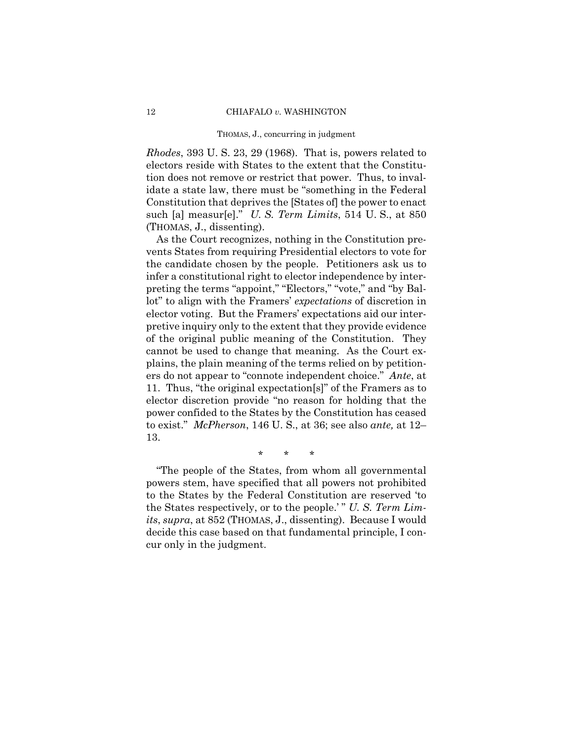*Rhodes*, 393 U. S. 23, 29 (1968). That is, powers related to electors reside with States to the extent that the Constitution does not remove or restrict that power. Thus, to invalidate a state law, there must be "something in the Federal Constitution that deprives the [States of] the power to enact such [a] measur[e]." *U. S. Term Limits*, 514 U. S., at 850 (THOMAS, J., dissenting).

As the Court recognizes, nothing in the Constitution prevents States from requiring Presidential electors to vote for the candidate chosen by the people. Petitioners ask us to infer a constitutional right to elector independence by interpreting the terms "appoint," "Electors," "vote," and "by Ballot" to align with the Framers' *expectations* of discretion in elector voting. But the Framers' expectations aid our interpretive inquiry only to the extent that they provide evidence of the original public meaning of the Constitution. They cannot be used to change that meaning. As the Court explains, the plain meaning of the terms relied on by petitioners do not appear to "connote independent choice." *Ante*, at 11. Thus, "the original expectation[s]" of the Framers as to elector discretion provide "no reason for holding that the power confided to the States by the Constitution has ceased to exist." *McPherson*, 146 U. S., at 36; see also *ante,* at 12–13.

\* \* \*

"The people of the States, from whom all governmental powers stem, have specified that all powers not prohibited to the States by the Federal Constitution are reserved 'to the States respectively, or to the people.' " *U. S. Term Limits*, *supra*, at 852 (THOMAS, J., dissenting). Because I would decide this case based on that fundamental principle, I concur only in the judgment.